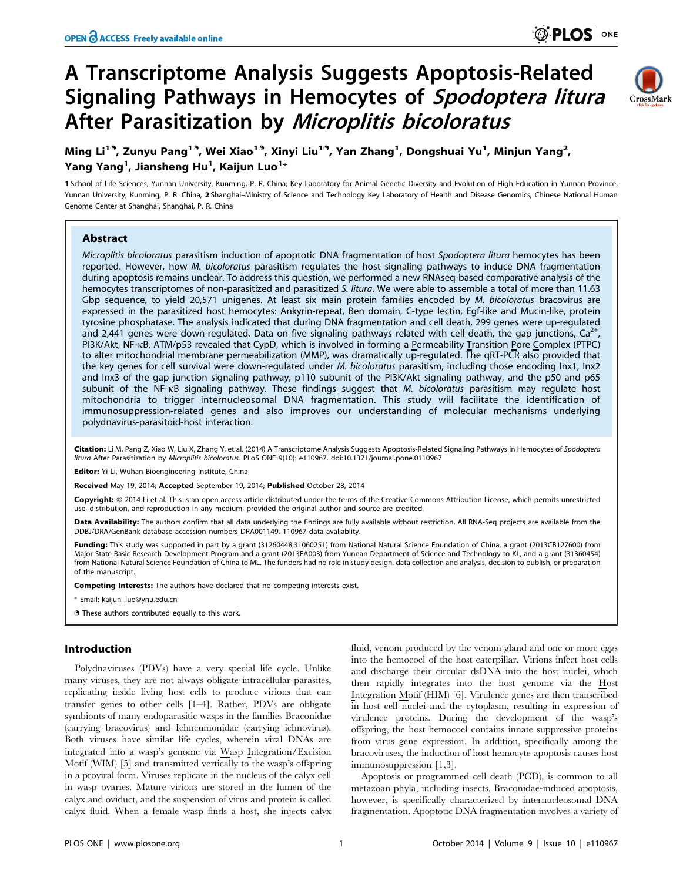# A Transcriptome Analysis Suggests Apoptosis-Related Signaling Pathways in Hemocytes of *Spodoptera litura* After Parasitization by *Microplitis bicoloratus*

**Ming Li[1], Zunyu Pang[1], Wei Xiao[1], Xinyi Liu[1], Yan Zhang[1], Dongshuai Yu[1], Minjun Yang[2], Yang Yang[1], Jiansheng Hu[1], Kaijun Luo[1]\***

1 School of Life Sciences, Yunnan University, Kunming, P. R. China; Key Laboratory for Animal Genetic Diversity and Evolution of High Education in Yunnan Province, Yunnan University, Kunming, P. R. China, 2 Shanghai–Ministry of Science and Technology Key Laboratory of Health and Disease Genomics, Chinese National Human Genome Center at Shanghai, Shanghai, P. R. China

## Abstract

*Microplitis bicoloratus* parasitism induction of apoptotic DNA fragmentation of host *Spodoptera litura* hemocytes has been reported. However, how *M. bicoloratus* parasitism regulates the host signaling pathways to induce DNA fragmentation during apoptosis remains unclear. To address this question, we performed a new RNAseq-based comparative analysis of the hemocytes transcriptomes of non-parasitized and parasitized *S. litura*. We were able to assemble a total of more than 11.63 Gbp sequence, to yield 20,571 unigenes. At least six main protein families encoded by *M. bicoloratus* bracovirus are expressed in the parasitized host hemocytes: Ankyrin-repeat, Ben domain, C-type lectin, Egf-like and Mucin-like, protein tyrosine phosphatase. The analysis indicated that during DNA fragmentation and cell death, 299 genes were up-regulated and 2,441 genes were down-regulated. Data on five signaling pathways related with cell death, the gap junctions, $Ca^{2+}$, PI3K/Akt, NF-κB, ATM/p53 revealed that CypD, which is involved in forming a Permeability Transition Pore Complex (PTPC) to alter mitochondrial membrane permeabilization (MMP), was dramatically up-regulated. The qRT-PCR also provided that the key genes for cell survival were down-regulated under *M. bicoloratus* parasitism, including those encoding Inx1, Inx2 and Inx3 of the gap junction signaling pathway, p110 subunit of the PI3K/Akt signaling pathway, and the p50 and p65 subunit of the NF-κB signaling pathway. These findings suggest that *M. bicoloratus* parasitism may regulate host mitochondria to trigger internucleosomal DNA fragmentation. This study will facilitate the identification of immunosuppression-related genes and also improves our understanding of molecular mechanisms underlying polydnavirus-parasitoid-host interaction.

**Citation:** Li M, Pang Z, Xiao W, Liu X, Zhang Y, et al. (2014) A Transcriptome Analysis Suggests Apoptosis-Related Signaling Pathways in Hemocytes of *Spodoptera litura* After Parasitization by *Microplitis bicoloratus*. PLoS ONE 9(10): e110967. doi:10.1371/journal.pone.0110967

**Editor:** Yi Li, Wuhan Bioengineering Institute, China

**Received** May 19, 2014; **Accepted** September 19, 2014; **Published** October 28, 2014

**Copyright:** © 2014 Li et al. This is an open-access article distributed under the terms of the Creative Commons Attribution License, which permits unrestricted use, distribution, and reproduction in any medium, provided the original author and source are credited.

**Data Availability:** The authors confirm that all data underlying the findings are fully available without restriction. All RNA-Seq projects are available from the DDBJ/DRA/GenBank database accession numbers DRA001149. 110967 data avaliablity.

**Funding:** This study was supported in part by a grant (31260448;31060251) from National Natural Science Foundation of China, a grant (2013CB127600) from Major State Basic Research Development Program and a grant (2013FA003) from Yunnan Department of Science and Technology to KL, and a grant (31360454) from National Natural Science Foundation of China to ML. The funders had no role in study design, data collection and analysis, decision to publish, or preparation of the manuscript.

**Competing Interests:** The authors have declared that no competing interests exist.

\* Email: kaijun_luo@ynu.edu.cn

These authors contributed equally to this work.

## Introduction

Polydnaviruses (PDVs) have a very special life cycle. Unlike many viruses, they are not always obligate intracellular parasites, replicating inside living host cells to produce virions that can transfer genes to other cells [1–4]. Rather, PDVs are obligate symbionts of many endoparasitic wasps in the families Braconidae (carrying bracovirus) and Ichneumonidae (carrying ichnovirus). Both viruses have similar life cycles, wherein viral DNAs are integrated into a wasp's genome via Wasp Integration/Excision Motif (WIM) [5] and transmitted vertically to the wasp's offspring in a proviral form. Viruses replicate in the nucleus of the calyx cell in wasp ovaries. Mature virions are stored in the lumen of the calyx and oviduct, and the suspension of virus and protein is called calyx fluid. When a female wasp finds a host, she injects calyx fluid, venom produced by the venom gland and one or more eggs into the hemocoel of the host caterpillar. Virions infect host cells and discharge their circular dsDNA into the host nuclei, which then rapidly integrates into the host genome via the Host Integration Motif (HIM) [6]. Virulence genes are then transcribed in host cell nuclei and the cytoplasm, resulting in expression of virulence proteins. During the development of the wasp's offspring, the host hemocoel contains innate suppressive proteins from virus gene expression. In addition, specifically among the bracoviruses, the induction of host hemocyte apoptosis causes host immunosuppression [1,3].

Apoptosis or programmed cell death (PCD), is common to all metazoan phyla, including insects. Braconidae-induced apoptosis, however, is specifically characterized by internucleosomal DNA fragmentation. Apoptotic DNA fragmentation involves a variety of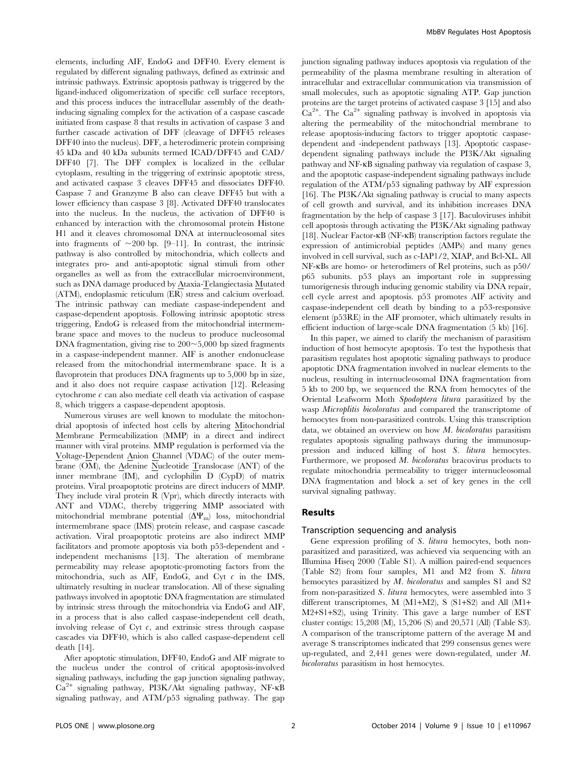elements, including AIF, EndoG and DFF40. Every element is regulated by different signaling pathways, defined as extrinsic and intrinsic pathways. Extrinsic apoptosis pathway is triggered by the ligand-induced oligomerization of specific cell surface receptors, and this process induces the intracellular assembly of the death-inducing signaling complex for the activation of a caspase cascade initiated from caspase 8 that results in activation of caspase 3 and further cascade activation of DFF (cleavage of DFF45 releases DFF40 into the nucleus). DFF, a heterodimeric protein comprising 45 kDa and 40 kDa subunits termed ICAD/DFF45 and CAD/DFF40 [7]. The DFF complex is localized in the cellular cytoplasm, resulting in the triggering of extrinsic apoptotic stress, and activated caspase 3 cleaves DFF45 and dissociates DFF40. Caspase 7 and Granzyme B also can cleave DFF45 but with a lower efficiency than caspase 3 [8]. Activated DFF40 translocates into the nucleus. In the nucleus, the activation of DFF40 is enhanced by interaction with the chromosomal protein Histone H1 and it cleaves chromosomal DNA at internucleosomal sites into fragments of ~200 bp. [9–11]. In contrast, the intrinsic pathway is also controlled by mitochondria, which collects and integrates pro- and anti-apoptotic signal stimuli from other organelles as well as from the extracellular microenvironment, such as DNA damage produced by Ataxia-Telangiectasia Mutated (ATM), endoplasmic reticulum (ER) stress and calcium overload. The intrinsic pathway can mediate caspase-independent and caspase-dependent apoptosis. Following intrinsic apoptotic stress triggering, EndoG is released from the mitochondrial intermembrane space and moves to the nucleus to produce nucleosomal DNA fragmentation, giving rise to 200~5,000 bp sized fragments in a caspase-independent manner. AIF is another endonuclease released from the mitochondrial intermembrane space. It is a flavoprotein that produces DNA fragments up to 5,000 bp in size, and it also does not require caspase activation [12]. Releasing cytochrome *c* can also mediate cell death via activation of caspase 8, which triggers a caspase-dependent apoptosis.

Numerous viruses are well known to modulate the mitochondrial apoptosis of infected host cells by altering Mitochondrial Membrane Permeabilization (MMP) in a direct and indirect manner with viral proteins. MMP regulation is performed via the Voltage-Dependent Anion Channel (VDAC) of the outer membrane (OM), the Adenine Nucleotide Translocase (ANT) of the inner membrane (IM), and cyclophilin D (CypD) of matrix proteins. Viral proapoptotic proteins are direct inducers of MMP. They include viral protein R (Vpr), which directly interacts with ANT and VDAC, thereby triggering MMP associated with mitochondrial membrane potential ($\Delta\Psi_m$) loss, mitochondrial intermembrane space (IMS) protein release, and caspase cascade activation. Viral proapoptotic proteins are also indirect MMP facilitators and promote apoptosis via both p53-dependent and -independent mechanisms [13]. The alteration of membrane permeability may release apoptotic-promoting factors from the mitochondria, such as AIF, EndoG, and Cyt *c* in the IMS, ultimately resulting in nuclear translocation. All of these signaling pathways involved in apoptotic DNA fragmentation are stimulated by intrinsic stress through the mitochondria via EndoG and AIF, in a process that is also called caspase-independent cell death, involving release of Cyt *c*, and extrinsic stress through caspase cascades via DFF40, which is also called caspase-dependent cell death [14].

After apoptotic stimulation, DFF40, EndoG and AIF migrate to the nucleus under the control of critical apoptosis-involved signaling pathways, including the gap junction signaling pathway, $Ca^{2+}$ signaling pathway, PI3K/Akt signaling pathway, NF-κB signaling pathway, and ATM/p53 signaling pathway. The gap junction signaling pathway induces apoptosis via regulation of the permeability of the plasma membrane resulting in alteration of intracellular and extracellular communication via transmission of small molecules, such as apoptotic signaling ATP. Gap junction proteins are the target proteins of activated caspase 3 [15] and also $Ca^{2+}$. The $Ca^{2+}$ signaling pathway is involved in apoptosis via altering the permeability of the mitochondrial membrane to release apoptosis-inducing factors to trigger apoptotic caspase-dependent and -independent pathways [13]. Apoptotic caspase-dependent signaling pathways include the PI3K/Akt signaling pathway and NF-κB signaling pathway via regulation of caspase 3, and the apoptotic caspase-independent signaling pathways include regulation of the ATM/p53 signaling pathway by AIF expression [16]. The PI3K/Akt signaling pathway is crucial to many aspects of cell growth and survival, and its inhibition increases DNA fragmentation by the help of caspase 3 [17]. Baculoviruses inhibit cell apoptosis through activating the PI3K/Akt signaling pathway [18]. Nuclear Factor-κB (NF-κB) transcription factors regulate the expression of antimicrobial peptides (AMPs) and many genes involved in cell survival, such as c-IAP1/2, XIAP, and Bcl-XL. All NF-κBs are homo- or heterodimers of Rel proteins, such as p50/p65 subunits. p53 plays an important role in suppressing tumorigenesis through inducing genomic stability via DNA repair, cell cycle arrest and apoptosis. p53 promotes AIF activity and caspase-independent cell death by binding to a p53-responsive element (p53RE) in the AIF promoter, which ultimately results in efficient induction of large-scale DNA fragmentation (5 kb) [16].

In this paper, we aimed to clarify the mechanism of parasitism induction of host hemocyte apoptosis. To test the hypothesis that parasitism regulates host apoptotic signaling pathways to produce apoptotic DNA fragmentation involved in nuclear elements to the nucleus, resulting in internucleosomal DNA fragmentation from 5 kb to 200 bp, we sequenced the RNA from hemocytes of the Oriental Leafworm Moth *Spodoptera litura* parasitized by the wasp *Microplitis bicoloratus* and compared the transcriptome of hemocytes from non-parasitized controls. Using this transcription data, we obtained an overview on how *M. bicoloratus* parasitism regulates apoptosis signaling pathways during the immunosuppression and induced killing of host *S. litura* hemocytes. Furthermore, we proposed *M. bicoloratus* bracovirus products to regulate mitochondria permeability to trigger internucleosomal DNA fragmentation and block a set of key genes in the cell survival signaling pathway.

## Results

### Transcription sequencing and analysis

Gene expression profiling of *S. litura* hemocytes, both non-parasitized and parasitized, was achieved via sequencing with an Illumina Hiseq 2000 (Table S1). A million paired-end sequences (Table S2) from four samples, M1 and M2 from *S. litura* hemocytes parasitized by *M. bicoloratus* and samples S1 and S2 from non-parasitized *S. litura* hemocytes, were assembled into 3 different transcriptomes, M (M1+M2), S (S1+S2) and All (M1+M2+S1+S2), using Trinity. This gave a large number of EST cluster contigs: 15,208 (M), 15,206 (S) and 20,571 (All) (Table S3). A comparison of the transcriptome pattern of the average M and average S transcriptomes indicated that 299 consensus genes were up-regulated, and 2,441 genes were down-regulated, under *M. bicoloratus* parasitism in host hemocytes.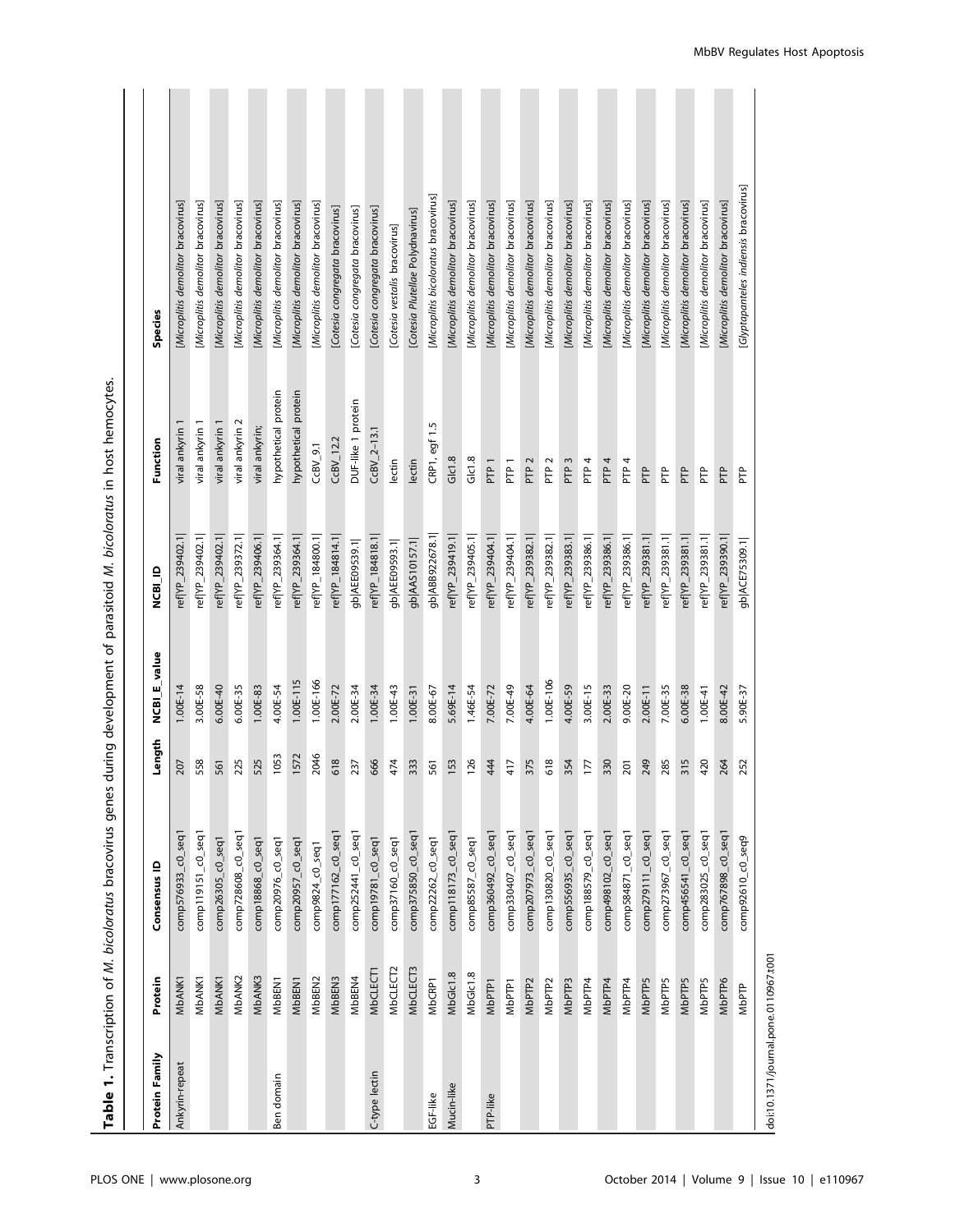**Table 1.** Transcription of *M. bicoloratus* bracovirus genes during development of parasitoid *M. bicoloratus* in host hemocytes.

| Protein Family | Protein | Consensus ID | Length | NCBI_E_value | NCBI_ID | Function | Species |
|---|---|---|---|---|---|---|---|
| Ankyrin-repeat | MbANK1 | comp576933_c0_seq1 | 207 | 1.00E-14 | ref\|YP_239402.1\| | viral ankyrin 1 | [*Microplitis demolitor* bracovirus] |
| | MbANK1 | comp119151_c0_seq1 | 558 | 3.00E-58 | ref\|YP_239402.1\| | viral ankyrin 1 | [*Microplitis demolitor* bracovirus] |
| | MbANK1 | comp26305_c0_seq1 | 561 | 6.00E-40 | ref\|YP_239402.1\| | viral ankyrin 1 | [*Microplitis demolitor* bracovirus] |
| | MbANK2 | comp728608_c0_seq1 | 225 | 6.00E-35 | ref\|YP_239372.1\| | viral ankyrin 2 | [*Microplitis demolitor* bracovirus] |
| | MbANK3 | comp18868_c0_seq1 | 525 | 1.00E-83 | ref\|YP_239406.1\| | viral ankyrin; | [*Microplitis demolitor* bracovirus] |
| Ben domain | MbBEN1 | comp20976_c0_seq1 | 1053 | 4.00E-54 | ref\|YP_239364.1\| | hypothetical protein | [*Microplitis demolitor* bracovirus] |
| | MbBEN1 | comp20957_c0_seq1 | 1572 | 1.00E-115 | ref\|YP_239364.1\| | hypothetical protein | [*Microplitis demolitor* bracovirus] |
| | MbBEN2 | comp9824_c0_seq1 | 2046 | 1.00E-166 | ref\|YP_184800.1\| | CcBV_9.1 | [*Microplitis demolitor* bracovirus] |
| | MbBEN3 | comp177162_c0_seq1 | 618 | 2.00E-72 | ref\|YP_184814.1\| | CcBV_12.2 | [*Cotesia congregata* bracovirus] |
| | MbBEN4 | comp252441_c0_seq1 | 237 | 2.00E-34 | gb\|AEE09539.1\| | DUF-like 1 protein | [*Cotesia congregata* bracovirus] |
| C-type lectin | MbCLECT1 | comp19781_c0_seq1 | 666 | 1.00E-34 | ref\|YP_184818.1\| | CcBV_2-13.1 | [*Cotesia congregata* bracovirus] |
| | MbCLECT2 | comp37160_c0_seq1 | 474 | 1.00E-43 | gb\|AEE09593.1\| | lectin | [*Cotesia vestalis* bracovirus] |
| | MbCLECT3 | comp375850_c0_seq1 | 333 | 1.00E-31 | gb\|AAS10157.1\| | lectin | [*Cotesia Plutellae* Polydnavirus] |
| EGF-like | MbCRP1 | comp22262_c0_seq1 | 561 | 8.00E-67 | gb\|ABB92678.1\| | CRP1, egf 1.5 | [*Microplitis bicoloratus* bracovirus] |
| Mucin-like | MbGlc1.8 | comp118173_c0_seq1 | 153 | 5.69E-14 | ref\|YP_239419.1\| | Glc1.8 | [*Microplitis demolitor* bracovirus] |
| | MbGlc1.8 | comp85587_c0_seq1 | 126 | 1.46E-54 | ref\|YP_239405.1\| | Glc1.8 | [*Microplitis demolitor* bracovirus] |
| PTP-like | MbPTP1 | comp360492_c0_seq1 | 444 | 7.00E-72 | ref\|YP_239404.1\| | PTP 1 | [*Microplitis demolitor* bracovirus] |
| | MbPTP1 | comp330407_c0_seq1 | 417 | 7.00E-49 | ref\|YP_239404.1\| | PTP 1 | [*Microplitis demolitor* bracovirus] |
| | MbPTP2 | comp207973_c0_seq1 | 375 | 4.00E-64 | ref\|YP_239382.1\| | PTP 2 | [*Microplitis demolitor* bracovirus] |
| | MbPTP2 | comp130820_c0_seq1 | 618 | 1.00E-106 | ref\|YP_239382.1\| | PTP 2 | [*Microplitis demolitor* bracovirus] |
| | MbPTP3 | comp556935_c0_seq1 | 354 | 4.00E-59 | ref\|YP_239383.1\| | PTP 3 | [*Microplitis demolitor* bracovirus] |
| | MbPTP4 | comp188579_c0_seq1 | 177 | 3.00E-15 | ref\|YP_239386.1\| | PTP 4 | [*Microplitis demolitor* bracovirus] |
| | MbPTP4 | comp498102_c0_seq1 | 330 | 2.00E-33 | ref\|YP_239386.1\| | PTP 4 | [*Microplitis demolitor* bracovirus] |
| | MbPTP4 | comp584871_c0_seq1 | 201 | 9.00E-20 | ref\|YP_239386.1\| | PTP 4 | [*Microplitis demolitor* bracovirus] |
| | MbPTP5 | comp279111_c0_seq1 | 249 | 2.00E-11 | ref\|YP_239381.1\| | PTP | [*Microplitis demolitor* bracovirus] |
| | MbPTP5 | comp273967_c0_seq1 | 285 | 7.00E-35 | ref\|YP_239381.1\| | PTP | [*Microplitis demolitor* bracovirus] |
| | MbPTP5 | comp456541_c0_seq1 | 315 | 6.00E-38 | ref\|YP_239381.1\| | PTP | [*Microplitis demolitor* bracovirus] |
| | MbPTP5 | comp283025_c0_seq1 | 420 | 1.00E-41 | ref\|YP_239381.1\| | PTP | [*Microplitis demolitor* bracovirus] |
| | MbPTP6 | comp767898_c0_seq1 | 264 | 8.00E-42 | ref\|YP_239390.1\| | PTP | [*Microplitis demolitor* bracovirus] |
| | MbPTP | comp92610_c0_seq9 | 252 | 5.90E-37 | gb\|ACE75309.1\| | PTP | [*Glyptapanteles indiensis* bracovirus] |

doi:10.1371/journal.pone.0110967.t001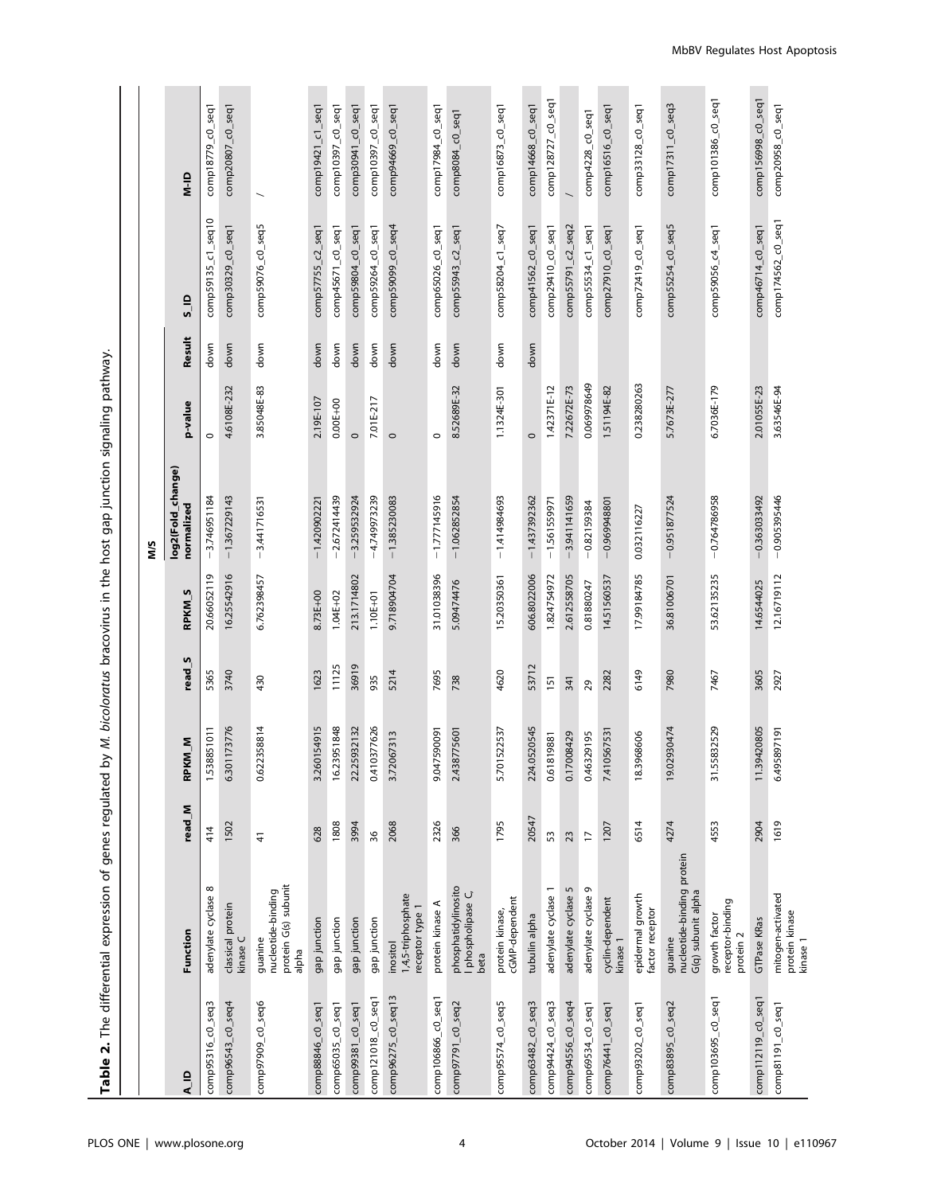**Table 2.** The differential expression of genes regulated by *M. bicoloratus* bracovirus in the host gap junction signaling pathway.

| A_ID | Function | read_M | RPKM_M | read_S | RPKM_S | M/S log2(Fold_change) normalized | p-value | Result | S_ID | M-ID |
|---|---|---|---|---|---|---|---|---|---|---|
| comp95316_c0_seq3 | adenylate cyclase 8 | 414 | 1.538851011 | 5365 | 20.66052119 | −3.746951184 | 0 | down | comp59135_c1_seq10 | comp18779_c0_seq1 |
| comp96543_c0_seq4 | classical protein kinase C | 1502 | 6.301173776 | 3740 | 16.25542916 | −1.367229143 | 4.6108E-232 | down | comp30329_c0_seq1 | comp20807_c0_seq1 |
| comp97909_c0_seq6 | guanine nucleotide-binding protein G(s) subunit alpha | 41 | 0.622358814 | 430 | 6.762398457 | −3.441716531 | 3.85048E-83 | down | comp59076_c0_seq5 | / |
| comp88846_c0_seq1 | gap junction | 628 | 3.260154915 | 1623 | 8.73E+00 | −1.420902221 | 2.19E-107 | down | comp57755_c2_seq1 | comp19421_c1_seq1 |
| comp65035_c0_seq1 | gap junction | 1808 | 16.23951848 | 11125 | 1.04E+02 | −2.672414439 | 0.00E+00 | down | comp45671_c0_seq1 | comp10397_c0_seq1 |
| comp99381_c0_seq1 | gap junction | 3994 | 22.25932132 | 36919 | 213.1714802 | −3.259532924 | 0 | down | comp59804_c0_seq1 | comp30941_c0_seq1 |
| comp121018_c0_seq1 | gap junction | 36 | 0.410377626 | 935 | 1.10E+01 | −4.749973239 | 7.01E-217 | down | comp59264_c0_seq1 | comp10397_c0_seq1 |
| comp96275_c0_seq13 | inositol 1,4,5-triphosphate receptor type 1 | 2068 | 3.72067313 | 5214 | 9.718904704 | −1.385230083 | 0 | down | comp59099_c0_seq4 | comp94669_c0_seq1 |
| comp106866_c0_seq1 | protein kinase A | 2326 | 9.047590091 | 7695 | 31.01038396 | −1.777145916 | 0 | down | comp65026_c0_seq1 | comp17984_c0_seq1 |
| comp97791_c0_seq2 | phosphatidylinositol phospholipase C, beta | 366 | 2.438775601 | 738 | 5.09474476 | −1.062852854 | 8.52689E-32 | down | comp55943_c2_seq1 | comp8084_c0_seq1 |
| comp95574_c0_seq5 | protein kinase, cGMP-dependent | 1795 | 5.701522537 | 4620 | 15.20350361 | −1.414984693 | 1.1324E-301 | down | comp58204_c1_seq7 | comp16873_c0_seq1 |
| comp63482_c0_seq3 | tubulin alpha | 20547 | 224.0520545 | 53712 | 606.8022006 | −1.437392362 | 0 | down | comp41562_c0_seq1 | comp14668_c0_seq1 |
| comp94424_c0_seq3 | adenylate cyclase 1 | 53 | 0.61819881 | 151 | 1.824754972 | −1.561559971 | 1.42371E-12 | | comp29410_c0_seq1 | comp128727_c0_seq1 |
| comp94556_c0_seq4 | adenylate cyclase 5 | 23 | 0.17008429 | 341 | 2.612558705 | −3.941141659 | 7.22672E-73 | | comp55791_c2_seq2 | / |
| comp69534_c0_seq1 | adenylate cyclase 9 | 17 | 0.46329195 | 29 | 0.81880247 | −0.82159384 | 0.069978649 | | comp55534_c1_seq1 | comp4228_c0_seq1 |
| comp76441_c0_seq1 | cyclin-dependent kinase 1 | 1207 | 7.410567531 | 2282 | 14.51560537 | −0.969948801 | 1.51194E-82 | | comp27910_c0_seq1 | comp16516_c0_seq1 |
| comp93202_c0_seq1 | epidermal growth factor receptor | 6514 | 18.3968606 | 6149 | 17.99184785 | 0.032116227 | 0.238280263 | | comp72419_c0_seq1 | comp33128_c0_seq1 |
| comp83895_c0_seq2 | guanine nucleotide-binding protein G(q) subunit alpha | 4274 | 19.02930474 | 7980 | 36.81006701 | −0.951877524 | 5.7673E-277 | | comp55254_c0_seq5 | comp17311_c0_seq3 |
| comp103695_c0_seq1 | growth factor receptor-binding protein 2 | 4553 | 31.55832529 | 7467 | 53.62135235 | −0.764786958 | 6.7036E-179 | | comp59056_c4_seq1 | comp101386_c0_seq1 |
| comp112119_c0_seq1 | GTPase KRas | 2904 | 11.39420805 | 3605 | 14.6544025 | −0.363033492 | 2.01055E-23 | | comp46714_c0_seq1 | comp156998_c0_seq1 |
| comp81191_c0_seq1 | mitogen-activated protein kinase kinase 1 | 1619 | 6.495897191 | 2927 | 12.16719112 | −0.905395446 | 3.63546E-94 | | comp174562_c0_seq1 | comp20958_c0_seq1 |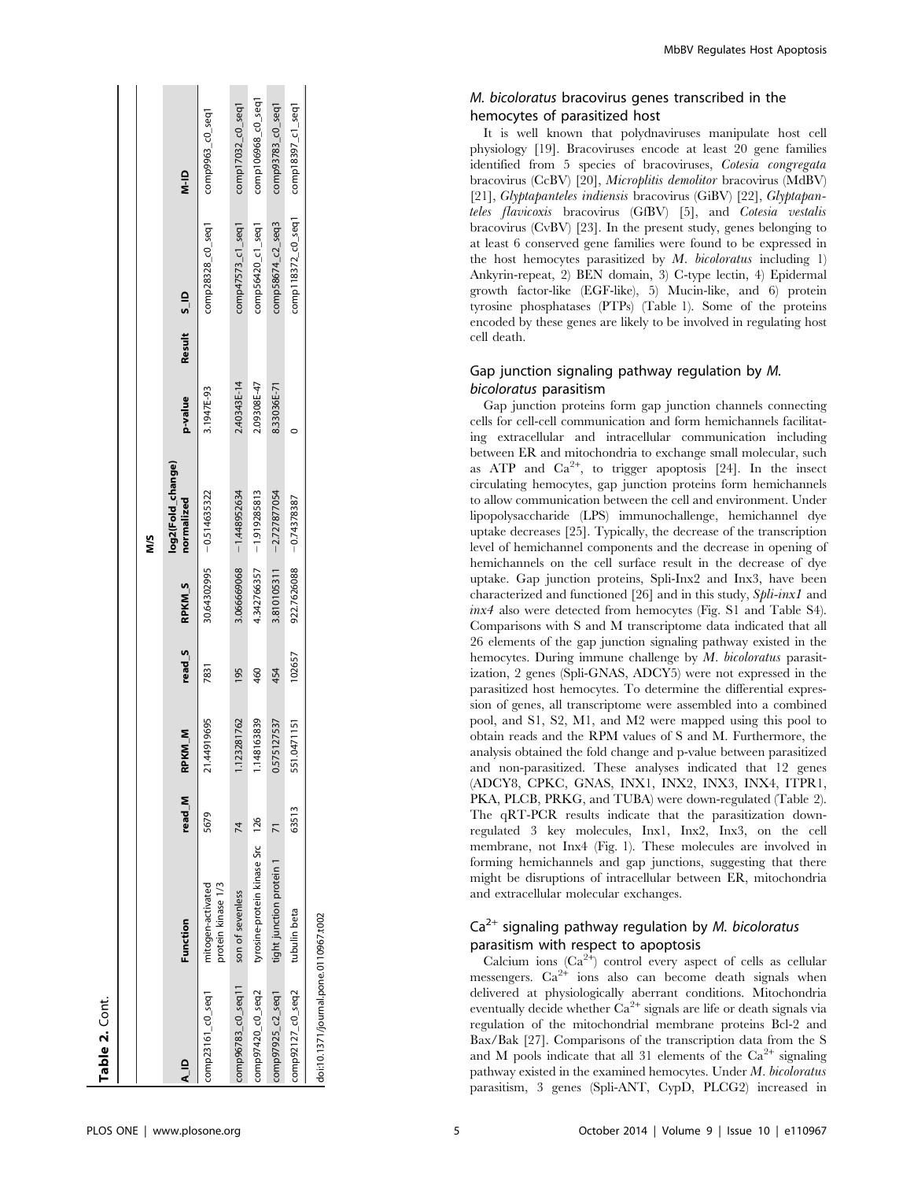**Table 2.** Cont.

| A_ID | Function | M/S | | | | | | | | | |
|---|---|---|---|---|---|---|---|---|---|---|---|
| | | read_M | RPKM_M | read_S | RPKM_S | log2(Fold_change) normalized | p-value | Result | S_ID | M-ID |
| comp23161_c0_seq1 | mitogen-activated protein kinase 1/3 | 5679 | 21.44919695 | 7831 | 30.64302995 | −0.514635322 | 3.1947E-93 | | comp28328_c0_seq1 | comp9963_c0_seq1 |
| comp96783_c0_seq11 | son of sevenless | 74 | 1.123281762 | 195 | 3.066669068 | −1.448952634 | 2.40343E-14 | | comp47573_c1_seq1 | comp17032_c0_seq1 |
| comp97420_c0_seq2 | tyrosine-protein kinase Src | 126 | 1.148163839 | 460 | 4.342766357 | −1.919285813 | 2.09308E-47 | | comp56420_c1_seq1 | comp106968_c0_seq1 |
| comp97925_c2_seq1 | tight junction protein 1 | 71 | 0.575127537 | 454 | 3.810105311 | −2.727877054 | 8.33036E-71 | | comp58674_c2_seq3 | comp93783_c0_seq1 |
| comp92127_c0_seq2 | tubulin beta | 63513 | 551.0471151 | 102657 | 922.7626088 | −0.74378387 | 0 | | comp118372_c0_seq1 | comp18397_c1_seq1 |

doi:10.1371/journal.pone.0110967.t002

### *M. bicoloratus* bracovirus genes transcribed in the hemocytes of parasitized host

It is well known that polydnaviruses manipulate host cell physiology [19]. Bracoviruses encode at least 20 gene families identified from 5 species of bracoviruses, *Cotesia congregata* bracovirus (CcBV) [20], *Microplitis demolitor* bracovirus (MdBV) [21], *Glyptapanteles indiensis* bracovirus (GiBV) [22], *Glyptapanteles flavicoxis* bracovirus (GfBV) [5], and *Cotesia vestalis* bracovirus (CvBV) [23]. In the present study, genes belonging to at least 6 conserved gene families were found to be expressed in the host hemocytes parasitized by *M. bicoloratus* including 1) Ankyrin-repeat, 2) BEN domain, 3) C-type lectin, 4) Epidermal growth factor-like (EGF-like), 5) Mucin-like, and 6) protein tyrosine phosphatases (PTPs) (Table 1). Some of the proteins encoded by these genes are likely to be involved in regulating host cell death.

### Gap junction signaling pathway regulation by *M. bicoloratus* parasitism

Gap junction proteins form gap junction channels connecting cells for cell-cell communication and form hemichannels facilitating extracellular and intracellular communication including between ER and mitochondria to exchange small molecular, such as ATP and $Ca^{2+}$, to trigger apoptosis [24]. In the insect circulating hemocytes, gap junction proteins form hemichannels to allow communication between the cell and environment. Under lipopolysaccharide (LPS) immunochallenge, hemichannel dye uptake decreases [25]. Typically, the decrease of the transcription level of hemichannel components and the decrease in opening of hemichannels on the cell surface result in the decrease of dye uptake. Gap junction proteins, Spli-Inx2 and Inx3, have been characterized and functioned [26] and in this study, *Spli-inx1* and *inx4* also were detected from hemocytes (Fig. S1 and Table S4). Comparisons with S and M transcriptome data indicated that all 26 elements of the gap junction signaling pathway existed in the hemocytes. During immune challenge by *M. bicoloratus* parasitization, 2 genes (Spli-GNAS, ADCY5) were not expressed in the parasitized host hemocytes. To determine the differential expression of genes, all transcriptome were assembled into a combined pool, and S1, S2, M1, and M2 were mapped using this pool to obtain reads and the RPM values of S and M. Furthermore, the analysis obtained the fold change and p-value between parasitized and non-parasitized. These analyses indicated that 12 genes (ADCY8, CPKC, GNAS, INX1, INX2, INX3, INX4, ITPR1, PKA, PLCB, PRKG, and TUBA) were down-regulated (Table 2). The qRT-PCR results indicate that the parasitization down-regulated 3 key molecules, Inx1, Inx2, Inx3, on the cell membrane, not Inx4 (Fig. 1). These molecules are involved in forming hemichannels and gap junctions, suggesting that there might be disruptions of intracellular between ER, mitochondria and extracellular molecular exchanges.

### $Ca^{2+}$ signaling pathway regulation by *M. bicoloratus* parasitism with respect to apoptosis

Calcium ions ($Ca^{2+}$) control every aspect of cells as cellular messengers. $Ca^{2+}$ ions also can become death signals when delivered at physiologically aberrant conditions. Mitochondria eventually decide whether $Ca^{2+}$ signals are life or death signals via regulation of the mitochondrial membrane proteins Bcl-2 and Bax/Bak [27]. Comparisons of the transcription data from the S and M pools indicate that all 31 elements of the $Ca^{2+}$ signaling pathway existed in the examined hemocytes. Under *M. bicoloratus* parasitism, 3 genes (Spli-ANT, CypD, PLCG2) increased in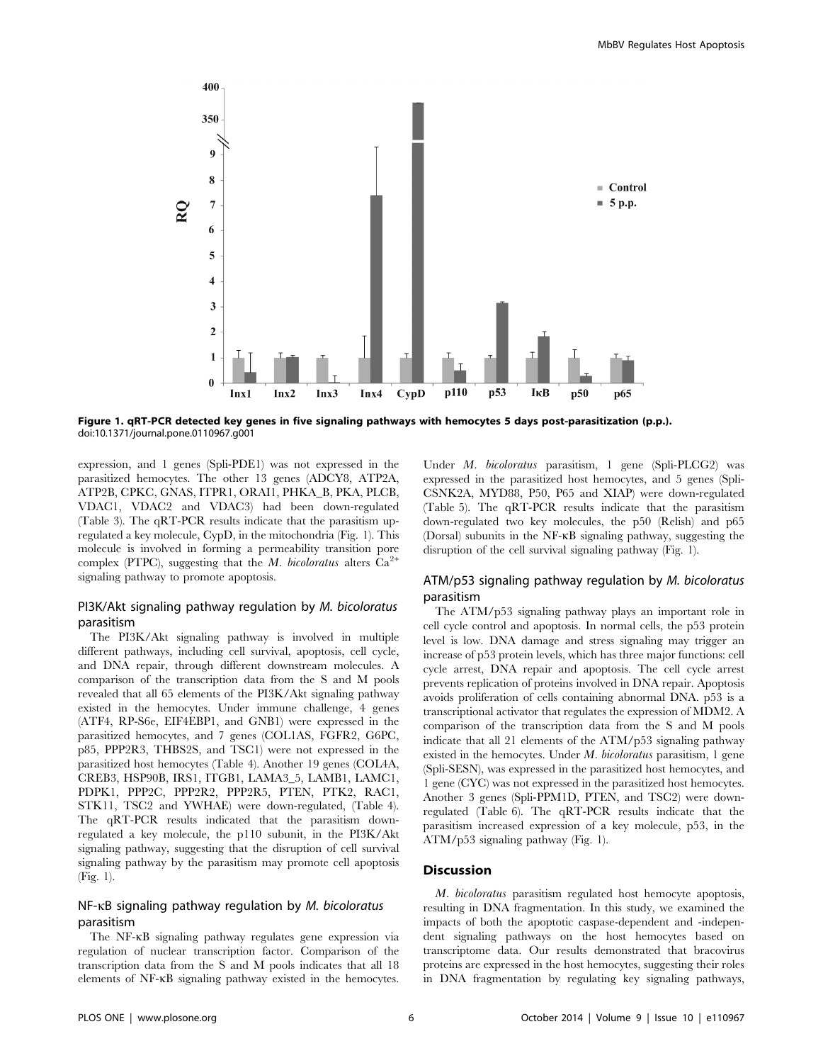Figure 1. qRT-PCR detected key genes in five signaling pathways with hemocytes 5 days post-parasitization (p.p.).
doi:10.1371/journal.pone.0110967.g001

expression, and 1 genes (Spli-PDE1) was not expressed in the parasitized hemocytes. The other 13 genes (ADCY8, ATP2A, ATP2B, CPKC, GNAS, ITPR1, ORAI1, PHKA_B, PKA, PLCB, VDAC1, VDAC2 and VDAC3) had been down-regulated (Table 3). The qRT-PCR results indicate that the parasitism up-regulated a key molecule, CypD, in the mitochondria (Fig. 1). This molecule is involved in forming a permeability transition pore complex (PTPC), suggesting that the *M. bicoloratus* alters $Ca^{2+}$ signaling pathway to promote apoptosis.

## PI3K/Akt signaling pathway regulation by *M. bicoloratus* parasitism

The PI3K/Akt signaling pathway is involved in multiple different pathways, including cell survival, apoptosis, cell cycle, and DNA repair, through different downstream molecules. A comparison of the transcription data from the S and M pools revealed that all 65 elements of the PI3K/Akt signaling pathway existed in the hemocytes. Under immune challenge, 4 genes (ATF4, RP-S6e, EIF4EBP1, and GNB1) were expressed in the parasitized hemocytes, and 7 genes (COL1AS, FGFR2, G6PC, p85, PPP2R3, THBS2S, and TSC1) were not expressed in the parasitized host hemocytes (Table 4). Another 19 genes (COL4A, CREB3, HSP90B, IRS1, ITGB1, LAMA3_5, LAMB1, LAMC1, PDPK1, PPP2C, PPP2R2, PPP2R5, PTEN, PTK2, RAC1, STK11, TSC2 and YWHAE) were down-regulated, (Table 4). The qRT-PCR results indicated that the parasitism down-regulated a key molecule, the p110 subunit, in the PI3K/Akt signaling pathway, suggesting that the disruption of cell survival signaling pathway by the parasitism may promote cell apoptosis (Fig. 1).

## NF-κB signaling pathway regulation by *M. bicoloratus* parasitism

The NF-κB signaling pathway regulates gene expression via regulation of nuclear transcription factor. Comparison of the transcription data from the S and M pools indicates that all 18 elements of NF-κB signaling pathway existed in the hemocytes. Under *M. bicoloratus* parasitism, 1 gene (Spli-PLCG2) was expressed in the parasitized host hemocytes, and 5 genes (Spli-CSNK2A, MYD88, P50, P65 and XIAP) were down-regulated (Table 5). The qRT-PCR results indicate that the parasitism down-regulated two key molecules, the p50 (Relish) and p65 (Dorsal) subunits in the NF-κB signaling pathway, suggesting the disruption of the cell survival signaling pathway (Fig. 1).

## ATM/p53 signaling pathway regulation by *M. bicoloratus* parasitism

The ATM/p53 signaling pathway plays an important role in cell cycle control and apoptosis. In normal cells, the p53 protein level is low. DNA damage and stress signaling may trigger an increase of p53 protein levels, which has three major functions: cell cycle arrest, DNA repair and apoptosis. The cell cycle arrest prevents replication of proteins involved in DNA repair. Apoptosis avoids proliferation of cells containing abnormal DNA. p53 is a transcriptional activator that regulates the expression of MDM2. A comparison of the transcription data from the S and M pools indicate that all 21 elements of the ATM/p53 signaling pathway existed in the hemocytes. Under *M. bicoloratus* parasitism, 1 gene (Spli-SESN), was expressed in the parasitized host hemocytes, and 1 gene (CYC) was not expressed in the parasitized host hemocytes. Another 3 genes (Spli-PPM1D, PTEN, and TSC2) were down-regulated (Table 6). The qRT-PCR results indicate that the parasitism increased expression of a key molecule, p53, in the ATM/p53 signaling pathway (Fig. 1).

# Discussion

*M. bicoloratus* parasitism regulated host hemocyte apoptosis, resulting in DNA fragmentation. In this study, we examined the impacts of both the apoptotic caspase-dependent and -independent signaling pathways on the host hemocytes based on transcriptome data. Our results demonstrated that bracovirus proteins are expressed in the host hemocytes, suggesting their roles in DNA fragmentation by regulating key signaling pathways,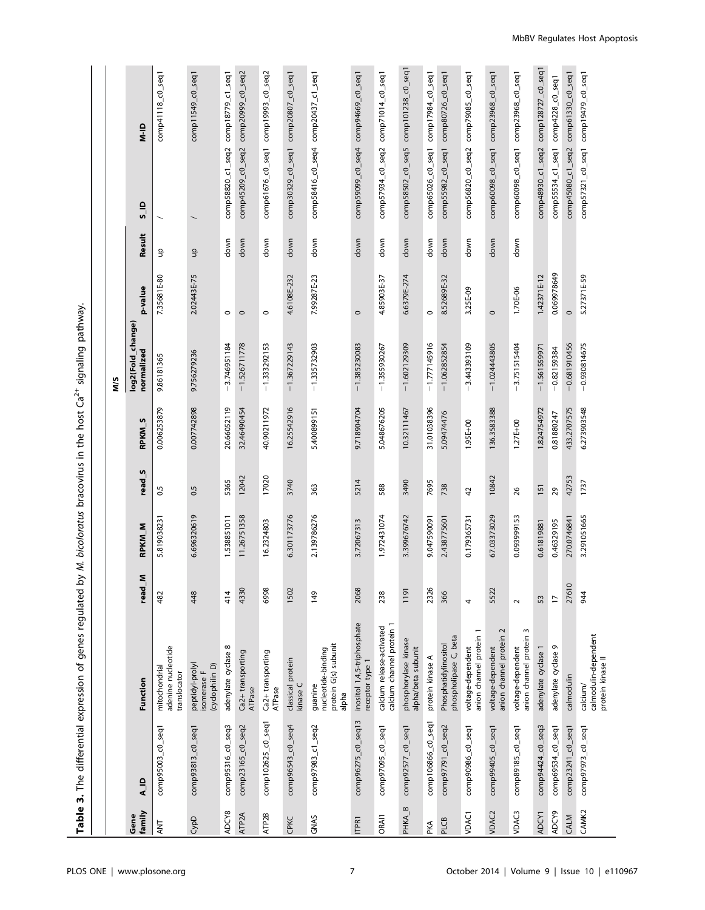**Table 3.** The differential expression of genes regulated by *M. bicoloratus* bracovirus in the host $Ca^{2+}$ signaling pathway.

| Gene family | A_ID | Function | read_M | RPKM_M | read_S | RPKM_S | M/S log2(Fold_change) normalized | p-value | Result | S_ID | M-ID |
|---|---|---|---|---|---|---|---|---|---|---|---|
| ANT | comp95003_c0_seq1 | mitochondrial adenine nucleotide translocator | 482 | 5.819038231 | 0.5 | 0.006253879 | 9.86181365 | 7.35681E-80 | up | / | comp41118_c0_seq1 |
| CypD | comp93813_c0_seq1 | peptidyl-prolyl isomerase F (cyclophilin D) | 448 | 6.696320619 | 0.5 | 0.007742898 | 9.756279236 | 2.02443E-75 | up | / | comp11549_c0_seq1 |
| ADCY8 | comp95316_c0_seq3 | adenylate cyclase 8 | 414 | 1.538851011 | 5365 | 20.66052119 | −3.746951184 | 0 | down | comp58820_c1_seq2 | comp18779_c1_seq1 |
| ATP2A | comp23165_c0_seq2 | Ca2+ transporting ATPase | 4330 | 11.26751358 | 12042 | 32.46490454 | −1.526711778 | 0 | down | comp45209_c0_seq2 | comp20999_c0_seq2 |
| ATP2B | comp102625_c0_seq1 | Ca2+ transporting ATPase | 6998 | 16.2324803 | 17020 | 40.90211972 | −1.333292153 | 0 | down | comp61676_c0_seq1 | comp19993_c0_seq2 |
| CPKC | comp96543_c0_seq4 | classical protein kinase C | 1502 | 6.301173776 | 3740 | 16.25542916 | −1.367229143 | 4.6108E-232 | down | comp30329_c0_seq1 | comp20807_c0_seq1 |
| GNAS | comp97983_c1_seq2 | guanine nucleotide-binding protein G(s) subunit alpha | 149 | 2.139786276 | 363 | 5.400899151 | −1.335732903 | 7.99287E-23 | down | comp58416_c0_seq4 | comp20437_c1_seq1 |
| ITPR1 | comp96275_c0_seq13 | inositol 1,4,5-triphosphate receptor type 1 | 2068 | 3.7267313 | 5214 | 9.718904704 | −1.385230083 | 0 | down | comp59099_c0_seq4 | comp94669_c0_seq1 |
| ORAI1 | comp97095_c0_seq1 | calcium release-activated calcium channel protein 1 | 238 | 1.972431074 | 588 | 5.04867605 | −1.355930267 | 4.85903E-37 | down | comp57934_c0_seq2 | comp71014_c0_seq1 |
| PHKA_B | comp92577_c0_seq1 | phosphorylase kinase alpha/beta subunit | 1191 | 3.399676742 | 3490 | 10.32111467 | −1.602129309 | 6.6379E-274 | down | comp58502_c0_seq5 | comp101238_c0_seq1 |
| PKA | comp106866_c0_seq1 | protein kinase A | 2326 | 9.047590091 | 7695 | 31.01038396 | −1.777145916 | 0 | down | comp65026_c0_seq1 | comp17984_c0_seq1 |
| PLCB | comp97791_c0_seq2 | Phosphatidylinositol phospholipase C, beta | 366 | 2.438775601 | 738 | 5.09474476 | −1.062852854 | 8.52689E-32 | down | comp55982_c0_seq1 | comp80726_c0_seq1 |
| VDAC1 | comp90986_c0_seq1 | voltage-dependent anion channel protein 1 | 4 | 0.179365731 | 42 | 1.95E+00 | −3.443393109 | 3.25E-09 | down | comp56820_c0_seq2 | comp79085_c0_seq1 |
| VDAC2 | comp99405_c0_seq1 | voltage-dependent anion channel protein 2 | 5522 | 67.03373029 | 10842 | 136.3583388 | −1.024443805 | 0 | down | comp60098_c0_seq1 | comp23968_c0_seq1 |
| VDAC3 | comp89185_c0_seq1 | voltage-dependent anion channel protein 3 | 2 | 0.093999153 | 26 | 1.27E+00 | −3.751515404 | 1.70E-06 | down | comp60098_c0_seq1 | comp23968_c0_seq1 |
| ADCY1 | comp94424_c0_seq3 | adenylate cyclase 1 | 53 | 0.61819881 | 151 | 1.824754972 | −1.561559971 | 1.42371E-12 | | comp48930_c1_seq2 | comp128727_c0_seq1 |
| ADCY9 | comp69534_c0_seq1 | adenylate cyclase 9 | 17 | 0.46329195 | 29 | 0.81880247 | −0.82159384 | 0.069978649 | | comp55534_c1_seq1 | comp4228_c0_seq1 |
| CALM | comp23241_c0_seq1 | calmodulin | 27610 | 270.0746841 | 42753 | 433.2707575 | −0.681910456 | 0 | | comp45080_c1_seq2 | comp61330_c0_seq1 |
| CAMK2 | comp97973_c0_seq1 | calcium/calmodulin-dependent protein kinase II | 944 | 3.291051665 | 1737 | 6.273903548 | −0.930814675 | 5.27371E-59 | | comp57321_c0_seq1 | comp19479_c0_seq1 |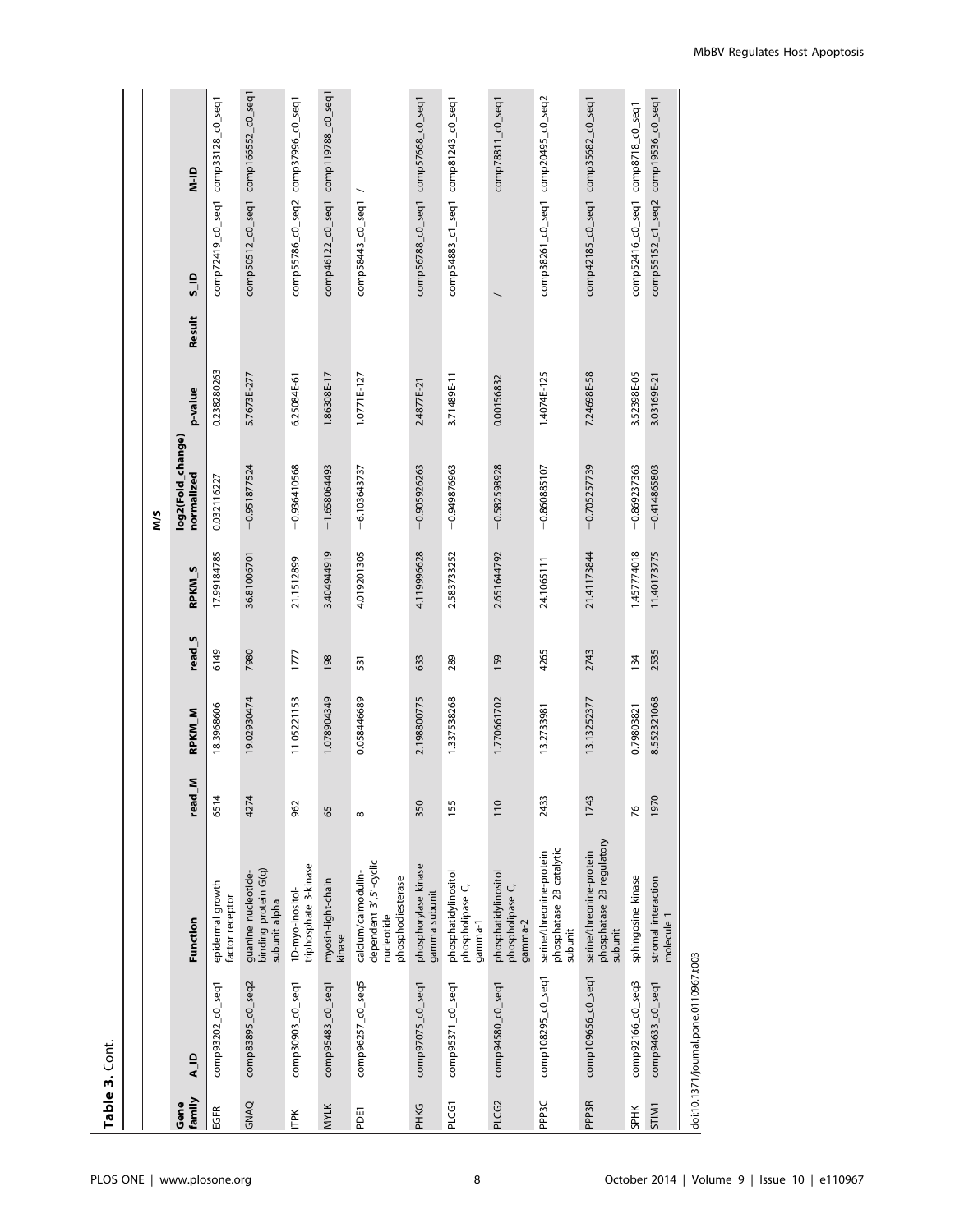**Table 3.** Cont.

| Gene family | A_ID | Function | read_M | RPKM_M | read_S | RPKM_S | M/S log2(Fold_change) normalized | p-value | Result | S_ID | M-ID |
|---|---|---|---|---|---|---|---|---|---|---|---|
| EGFR | comp93202_c0_seq1 | epidermal growth factor receptor | 6514 | 18.3968606 | 6149 | 17.99184785 | 0.032116227 | 0.238280263 | | comp72419_c0_seq1 | comp33128_c0_seq1 |
| GNAQ | comp83895_c0_seq2 | guanine nucleotide-binding protein G(q) subunit alpha | 4274 | 19.02930474 | 7980 | 36.81006701 | −0.951877524 | 5.7673E-277 | | comp50512_c0_seq1 | comp166552_c0_seq1 |
| ITPK | comp30903_c0_seq1 | 1D-myo-inositol-triphosphate 3-kinase | 962 | 11.05221153 | 1777 | 21.1512899 | −0.936410568 | 6.25084E-61 | | comp55786_c0_seq2 | comp37996_c0_seq1 |
| MYLK | comp95483_c0_seq1 | myosin-light-chain kinase | 65 | 1.078904349 | 198 | 3.404944919 | −1.658064493 | 1.86308E-17 | | comp46122_c0_seq1 | comp119788_c0_seq1 |
| PDE1 | comp96257_c0_seq5 | calcium/calmodulin-dependent 3′,5′-cyclic nucleotide phosphodiesterase | 8 | 0.058446689 | 531 | 4.019201305 | −6.103643737 | 1.0771E-127 | | comp58443_c0_seq1 | / |
| PHKG | comp97075_c0_seq1 | phosphorylase kinase gamma subunit | 350 | 2.198800775 | 633 | 4.119996628 | −0.905926263 | 2.4877E-21 | | comp56788_c0_seq1 | comp57668_c0_seq1 |
| PLCG1 | comp95371_c0_seq1 | phosphatidylinositol phospholipase C, gamma-1 | 155 | 1.337538268 | 289 | 2.583733252 | −0.949876963 | 3.71489E-11 | | comp54883_c1_seq1 | comp81243_c0_seq1 |
| PLCG2 | comp94580_c0_seq1 | phosphatidylinositol phospholipase C, gamma-2 | 110 | 1.770661702 | 159 | 2.651644792 | −0.582598928 | 0.00156832 | | / | comp78811_c0_seq1 |
| PPP3C | comp108295_c0_seq1 | serine/threonine-protein phosphatase 2B catalytic subunit | 2433 | 13.2733981 | 4265 | 24.1065111 | −0.860885107 | 1.4074E-125 | | comp38261_c0_seq1 | comp20495_c0_seq2 |
| PPP3R | comp109656_c0_seq1 | serine/threonine-protein phosphatase 2B regulatory subunit | 1743 | 13.13252377 | 2743 | 21.41173844 | −0.705257739 | 7.24698E-58 | | comp42185_c0_seq1 | comp35682_c0_seq1 |
| SPHK | comp92166_c0_seq3 | sphingosine kinase | 76 | 0.79803821 | 134 | 1.457774018 | −0.869237363 | 3.52398E-05 | | comp52416_c0_seq1 | comp8718_c0_seq1 |
| STIM1 | comp94633_c0_seq1 | stromal interaction molecule 1 | 1970 | 8.552321068 | 2535 | 11.40173775 | −0.414865803 | 3.03169E-21 | | comp55152_c1_seq2 | comp19536_c0_seq1 |

doi:10.1371/journal.pone.0110967.t003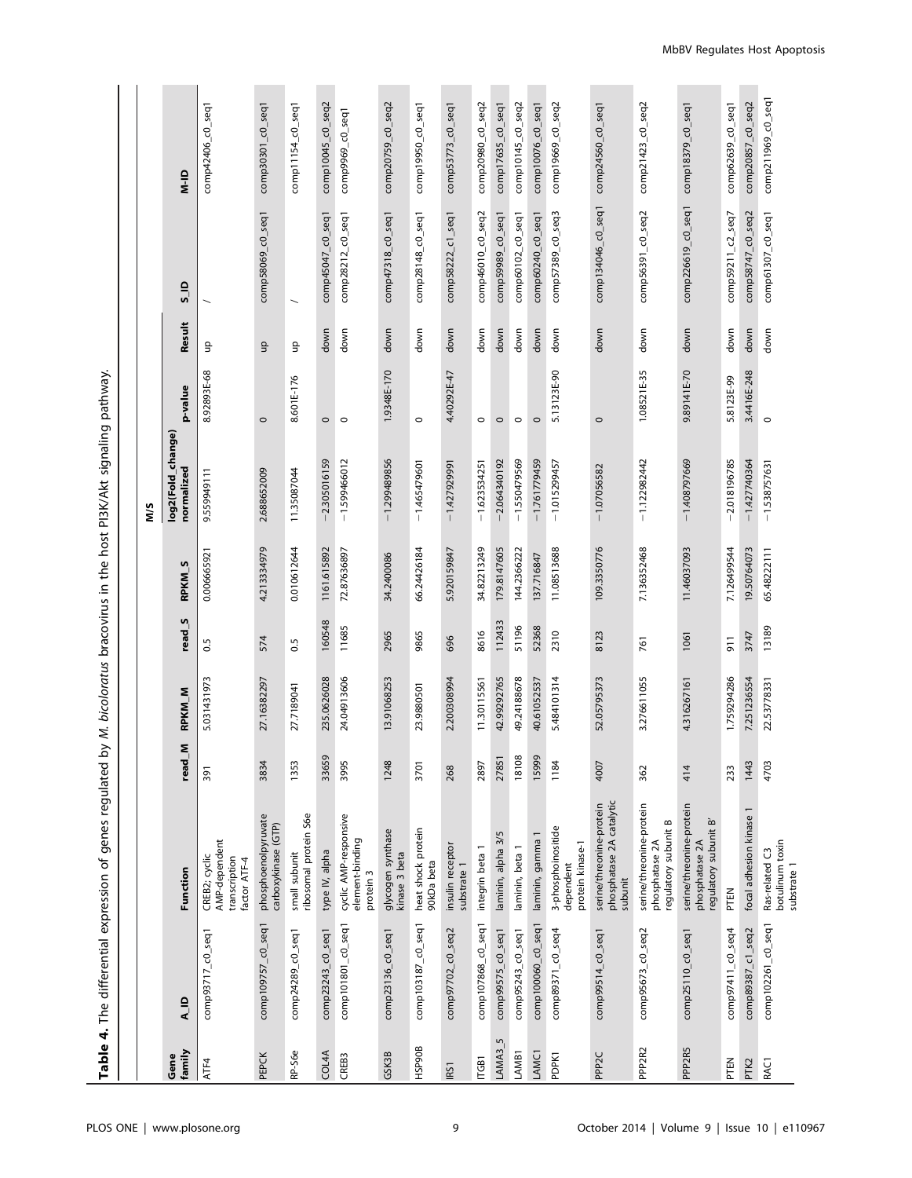**Table 4.** The differential expression of genes regulated by *M. bicoloratus* bracovirus in the host PI3K/Akt signaling pathway.

| Gene family | A_ID | Function | read_M | RPKM_M | read_S | RPKM_S | M/S log2(Fold_change) normalized | p-value | Result | S_ID | M-ID |
|---|---|---|---|---|---|---|---|---|---|---|---|
| ATF4 | comp93717_c0_seq1 | CREB2; cyclic AMP-dependent transcription factor ATF-4 | 391 | 5.031431973 | 0.5 | 0.006665921 | 9.559949111 | 8.92893E-68 | up | / | comp42406_c0_seq1 |
| PEPCK | comp109757_c0_seq1 | phosphoenolpyruvate carboxykinase (GTP) | 3834 | 27.16382297 | 574 | 4.213334979 | 2.688652009 | 0 | up | comp58069_c0_seq1 | comp30301_c0_seq1 |
| RP-S6e | comp24289_c0_seq1 | small subunit ribosomal protein S6e | 1353 | 27.7189041 | 0.5 | 0.010612644 | 11.35087044 | 8.601E-176 | up | / | comp11154_c0_seq1 |
| COL4A | comp23243_c0_seq1 | type IV, alpha | 33659 | 235.0626028 | 160548 | 1161.615892 | −2.305016159 | 0 | down | comp45047_c0_seq1 | comp10045_c0_seq2 |
| CREB3 | comp101801_c0_seq1 | cyclic AMP-responsive element-binding protein 3 | 3995 | 24.04913606 | 11685 | 72.87636897 | −1.599466012 | 0 | down | comp28212_c0_seq1 | comp9969_c0_seq1 |
| GSK3B | comp23136_c0_seq1 | glycogen synthase kinase 3 beta | 1248 | 13.91068253 | 2965 | 34.2400086 | −1.299489856 | 1.9348E-170 | down | comp47318_c0_seq1 | comp20759_c0_seq2 |
| HSP90B | comp103187_c0_seq1 | heat shock protein 90kDa beta | 3701 | 23.9880501 | 9865 | 66.24426184 | −1.465479601 | 0 | down | comp28148_c0_seq1 | comp19950_c0_seq1 |
| IRS1 | comp97702_c0_seq2 | insulin receptor substrate 1 | 268 | 2.200308994 | 696 | 5.920159847 | −1.427929991 | 4.40292E-47 | down | comp58222_c1_seq1 | comp53773_c0_seq1 |
| ITGB1 | comp107868_c0_seq1 | integrin beta 1 | 2897 | 11.30115561 | 8616 | 34.82213249 | −1.623534251 | 0 | down | comp46010_c0_seq2 | comp20980_c0_seq2 |
| LAMA3_5 | comp99575_c0_seq1 | laminin, alpha 3/5 | 27851 | 42.99292765 | 112433 | 179.8147605 | −2.064340192 | 0 | down | comp59989_c0_seq1 | comp17635_c0_seq1 |
| LAMB1 | comp95243_c0_seq1 | laminin, beta 1 | 18108 | 49.24188678 | 51196 | 144.2366222 | −1.550479569 | 0 | down | comp60102_c0_seq1 | comp10145_c0_seq2 |
| LAMC1 | comp100060_c0_seq1 | laminin, gamma 1 | 15999 | 40.61052537 | 52368 | 137.716847 | −1.761779459 | 0 | down | comp60240_c0_seq1 | comp10076_c0_seq1 |
| PDPK1 | comp89371_c0_seq4 | 3-phosphoinositide dependent protein kinase-1 | 1184 | 5.484101314 | 2310 | 11.08513688 | −1.015299457 | 5.13123E-90 | down | comp57389_c0_seq3 | comp19669_c0_seq2 |
| PPP2C | comp99514_c0_seq1 | serine/threonine-protein phosphatase 2A catalytic subunit | 4007 | 52.05795373 | 8123 | 109.3350776 | −1.07056582 | 0 | down | comp134046_c0_seq1 | comp24560_c0_seq1 |
| PPP2R2 | comp95673_c0_seq2 | serine/threonine-protein phosphatase 2A regulatory subunit B | 362 | 3.276611055 | 761 | 7.136352468 | −1.122982442 | 1.08521E-35 | down | comp56391_c0_seq2 | comp21423_c0_seq2 |
| PPP2R5 | comp25110_c0_seq1 | serine/threonine-protein phosphatase 2A regulatory subunit B' | 414 | 4.316267161 | 1061 | 11.46037093 | −1.408797669 | 9.89141E-70 | down | comp226619_c0_seq1 | comp18379_c0_seq1 |
| PTEN | comp97411_c0_seq4 | PTEN | 233 | 1.759294286 | 911 | 7.126499544 | −2.018196785 | 5.8123E-99 | down | comp59211_c2_seq7 | comp62639_c0_seq1 |
| PTK2 | comp89387_c1_seq2 | focal adhesion kinase 1 | 1443 | 7.251236554 | 3747 | 19.50764073 | −1.427740364 | 3.4416E-248 | down | comp58747_c0_seq2 | comp20857_c0_seq2 |
| RAC1 | comp102261_c0_seq1 | Ras-related C3 botulinum toxin substrate 1 | 4703 | 22.53778331 | 13189 | 65.48222111 | −1.538757631 | 0 | down | comp61307_c0_seq1 | comp211969_c0_seq1 |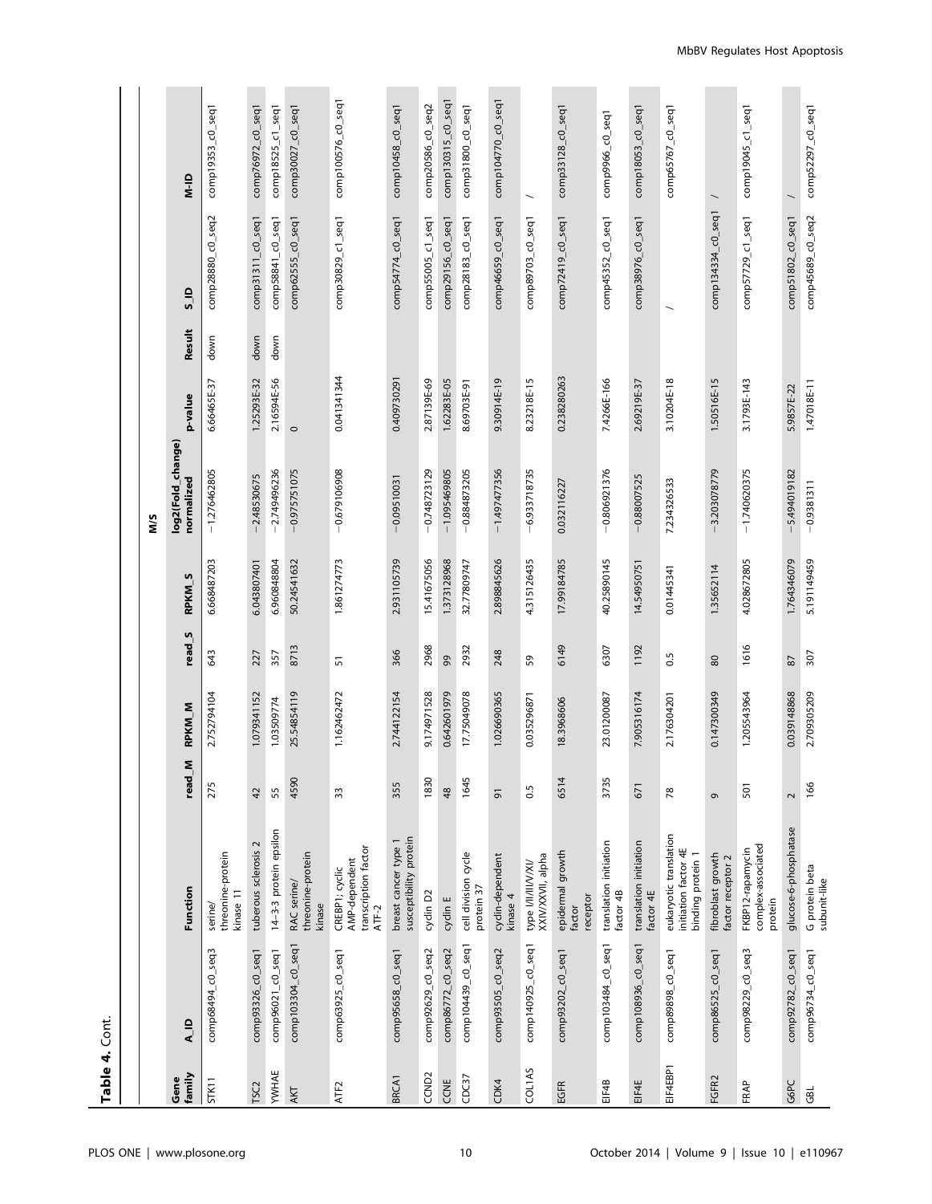**Table 4.** Cont.

| Gene family | A_ID | Function | read_M | RPKM_M | read_S | RPKM_S | M/S log2(Fold_change) normalized | p-value | Result | S_ID | M-ID |
|---|---|---|---|---|---|---|---|---|---|---|---|
| STK11 | comp68494_c0_seq3 | serine/ threonine-protein kinase 11 | 275 | 2.752794104 | 643 | 6.668487203 | −1.276462805 | 6.66465E-37 | down | comp28880_c0_seq2 | comp19353_c0_seq1 |
| TSC2 | comp93326_c0_seq1 | tuberous sclerosis 2 | 42 | 1.079341152 | 227 | 6.043807401 | −2.48530675 | 1.25293E-32 | down | comp31311_c0_seq1 | comp76972_c0_seq1 |
| YWHAE | comp96021_c0_seq1 | 14-3-3 protein epsilon | 55 | 1.03509774 | 357 | 6.960848804 | −2.749496236 | 2.16594E-56 | down | comp58841_c0_seq1 | comp18525_c1_seq1 |
| AKT | comp103304_c0_seq1 | RAC serine/ threonine-protein kinase | 4590 | 25.54854119 | 8713 | 50.24541632 | −0.975751075 | 0 | | comp62555_c0_seq1 | comp30027_c0_seq1 |
| ATF2 | comp63925_c0_seq1 | CREBP1; cyclic AMP-dependent transcription factor ATF-2 | 33 | 1.162462472 | 51 | 1.861274773 | −0.679106908 | 0.041341344 | | comp30829_c1_seq1 | comp100576_c0_seq1 |
| BRCA1 | comp95658_c0_seq1 | breast cancer type 1 susceptibility protein | 355 | 2.744122154 | 366 | 2.931105739 | −0.09510031 | 0.409730291 | | comp54774_c0_seq1 | comp10458_c0_seq1 |
| CCND2 | comp92629_c0_seq2 | cyclin D2 | 1830 | 9.174971528 | 2968 | 15.41675056 | −0.748723129 | 2.87139E-69 | | comp55005_c1_seq1 | comp20586_c0_seq2 |
| CCNE | comp86772_c0_seq2 | cyclin E | 48 | 0.642601979 | 99 | 1.373128968 | −1.095469805 | 1.62283E-05 | | comp29156_c0_seq1 | comp130315_c0_seq1 |
| CDC37 | comp104439_c0_seq1 | cell division cycle protein 37 | 1645 | 17.75049078 | 2932 | 32.77809747 | −0.884873205 | 8.69703E-91 | | comp28183_c0_seq1 | comp31800_c0_seq1 |
| CDK4 | comp93505_c0_seq2 | cyclin-dependent kinase 4 | 91 | 1.026690365 | 248 | 2.898845626 | −1.497477356 | 9.30914E-19 | | comp46659_c0_seq1 | comp104770_c0_seq1 |
| COL1AS | comp140925_c0_seq1 | type I/II/III/V/XI/ XXIV/XXVII, alpha | 0.5 | 0.035296871 | 59 | 4.315126435 | −6.933718735 | 8.23218E-15 | | comp89703_c0_seq1 | / |
| EGFR | comp93202_c0_seq1 | epidermal growth factor receptor | 6514 | 18.3968606 | 6149 | 17.99184785 | 0.032116227 | 0.238280263 | | comp72419_c0_seq1 | comp33128_c0_seq1 |
| EIF4B | comp103484_c0_seq1 | translation initiation factor 4B | 3735 | 23.01200087 | 6307 | 40.25890145 | −0.806921376 | 7.4266E-166 | | comp45352_c0_seq1 | comp9966_c0_seq1 |
| EIF4E | comp108936_c0_seq1 | translation initiation factor 4E | 671 | 7.905316174 | 1192 | 14.54950751 | −0.88007525 | 2.69219E-37 | | comp38976_c0_seq1 | comp18053_c0_seq1 |
| EIF4EBP1 | comp89898_c0_seq1 | eukaryotic translation initiation factor 4E binding protein 1 | 78 | 2.176304201 | 0.5 | 0.01445341 | 7.234326533 | 3.10204E-18 | | / | comp65767_c0_seq1 |
| FGFR2 | comp86525_c0_seq1 | fibroblast growth factor receptor 2 | 9 | 0.147300349 | 80 | 1.35652114 | −3.203078779 | 1.50516E-15 | | comp134334_c0_seq1 | / |
| FRAP | comp98229_c0_seq3 | FKBP12-rapamycin complex-associated protein | 501 | 1.205543964 | 1616 | 4.028672805 | −1.740620375 | 3.1793E-143 | | comp57729_c1_seq1 | comp19045_c1_seq1 |
| G6PC | comp92782_c0_seq1 | glucose-6-phosphatase | 2 | 0.039148868 | 87 | 1.764346079 | −5.494019182 | 5.9857E-22 | | comp51802_c0_seq1 | / |
| GBL | comp96734_c0_seq1 | G protein beta subunit-like | 166 | 2.709305209 | 307 | 5.191149459 | −0.9381311 | 1.47018E-11 | | comp45689_c0_seq2 | comp52297_c0_seq1 |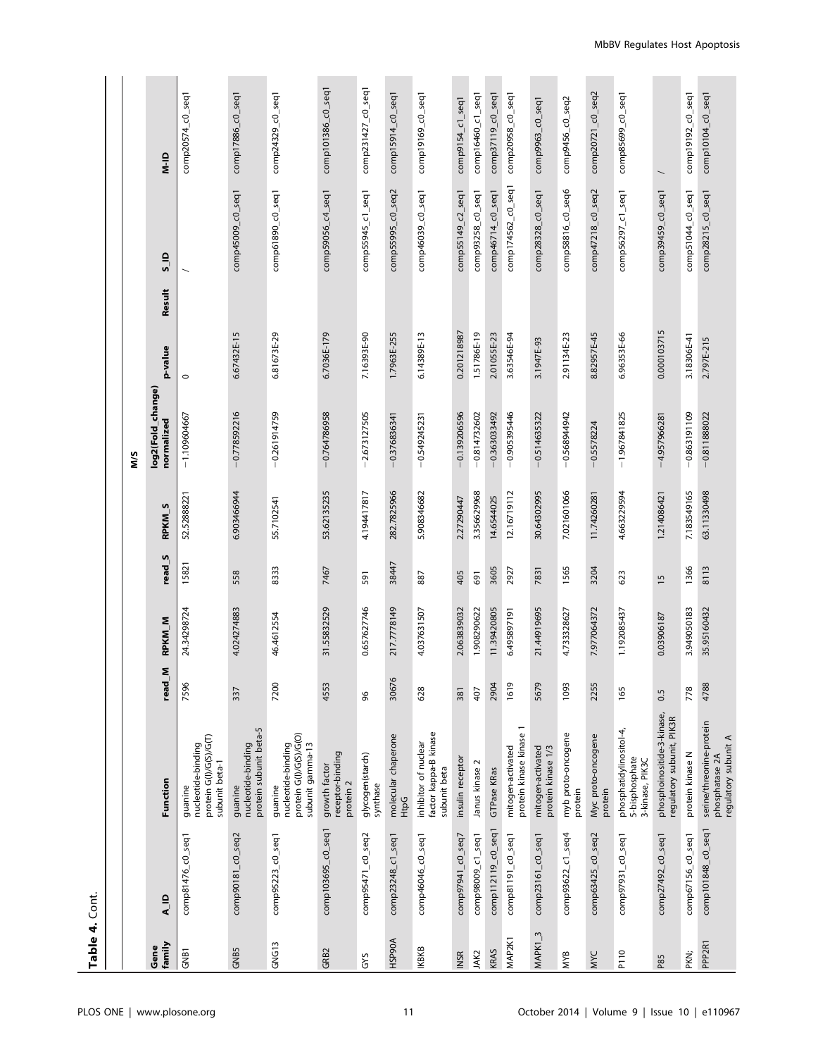**Table 4.** Cont.

| Gene family | A_ID | Function | read_M | RPKM_M | read_S | RPKM_S | M/S log2(Fold_change) normalized | p-value | Result | S_ID | M-ID |
|---|---|---|---|---|---|---|---|---|---|---|---|
| GNB1 | comp81476_c0_seq1 | guanine nucleotide-binding protein G(I)/G(S)/G(T) subunit beta-1 | 7596 | 24.34298724 | 15821 | 52.52888221 | −1.109604667 | 0 | | / | comp20574_c0_seq1 |
| GNB5 | comp90181_c0_seq2 | guanine nucleotide-binding protein subunit beta-5 | 337 | 4.024274883 | 558 | 6.903466944 | −0.778592216 | 6.67432E-15 | | comp45009_c0_seq1 | comp17886_c0_seq1 |
| GNG13 | comp95223_c0_seq1 | guanine nucleotide-binding protein G(I)/G(S)/G(O) subunit gamma-13 | 7200 | 46.4612554 | 8333 | 55.7102541 | −0.261914759 | 6.81673E-29 | | comp61890_c0_seq1 | comp24329_c0_seq1 |
| GRB2 | comp103695_c0_seq1 | growth factor receptor-binding protein 2 | 4553 | 31.55832529 | 7467 | 53.62135235 | −0.764786958 | 6.7036E-179 | | comp59056_c4_seq1 | comp101386_c0_seq1 |
| GYS | comp95471_c0_seq2 | glycogen(starch) synthase | 96 | 0.657627746 | 591 | 4.194417817 | −2.673127505 | 7.16393E-90 | | comp55945_c1_seq1 | comp231427_c0_seq1 |
| HSP90A | comp23248_c1_seq1 | molecular chaperone HtpG | 30676 | 217.7778149 | 38447 | 282.7825966 | −0.376836341 | 1.7963E-255 | | comp55995_c0_seq2 | comp15914_c0_seq1 |
| IKBKB | comp46046_c0_seq1 | inhibitor of nuclear factor kappa-B kinase subunit beta | 628 | 4.037631507 | 887 | 5.908346682 | −0.549245231 | 6.14389E-13 | | comp46039_c0_seq1 | comp19169_c0_seq1 |
| INSR | comp97941_c0_seq7 | insulin receptor | 381 | 2.063839032 | 405 | 2.27290447 | −0.139206596 | 0.201218987 | | comp55149_c2_seq1 | comp9154_c1_seq1 |
| JAK2 | comp98009_c1_seq1 | Janus kinase 2 | 407 | 1.908290622 | 691 | 3.356629968 | −0.814732602 | 1.51786E-19 | | comp93258_c0_seq1 | comp16460_c1_seq1 |
| KRAS | comp112119_c0_seq1 | GTPase KRas | 2904 | 11.39420805 | 3605 | 14.6544025 | −0.363033492 | 2.01055E-23 | | comp46714_c0_seq1 | comp37119_c0_seq1 |
| MAP2K1 | comp81191_c0_seq1 | mitogen-activated protein kinase kinase 1 | 1619 | 6.495897191 | 2927 | 12.16719112 | −0.905395446 | 3.63546E-94 | | comp174562_c0_seq1 | comp20958_c0_seq1 |
| MAPK1_3 | comp23161_c0_seq1 | mitogen-activated protein kinase 1/3 | 5679 | 21.44919695 | 7831 | 30.64302995 | −0.514635322 | 3.1947E-93 | | comp28328_c0_seq1 | comp9963_c0_seq1 |
| MYB | comp93622_c1_seq4 | myb proto-oncogene protein | 1093 | 4.733328627 | 1565 | 7.021601066 | −0.568944942 | 2.91134E-23 | | comp58816_c0_seq6 | comp9456_c0_seq2 |
| MYC | comp63425_c0_seq2 | Myc proto-oncogene protein | 2255 | 7.977064372 | 3204 | 11.74260281 | −0.5578224 | 8.82957E-45 | | comp47218_c0_seq2 | comp20721_c0_seq2 |
| P110 | comp97931_c0_seq1 | phosphatidylinositol-4, 5-bisphosphate 3-kinase, PIK3C | 165 | 1.192085437 | 623 | 4.663229594 | −1.967841825 | 6.96353E-66 | | comp56297_c1_seq1 | comp85699_c0_seq1 |
| P85 | comp27492_c0_seq1 | phosphoinositide-3-kinase, regulatory subunit, PIK3R | 0.5 | 0.03906187 | 15 | 1.214086421 | −4.957966281 | 0.000103715 | | comp39459_c0_seq1 | / |
| PKN; | comp67156_c0_seq1 | protein kinase N | 778 | 3.949050183 | 1366 | 7.183549165 | −0.863191109 | 3.18306E-41 | | comp51044_c0_seq1 | comp19192_c0_seq1 |
| PPP2R1 | comp101848_c0_seq1 | serine/threonine-protein phosphatase 2A regulatory subunit A | 4788 | 35.95160432 | 8113 | 63.11330498 | −0.811888022 | 2.797E-215 | | comp28215_c0_seq1 | comp10104_c0_seq1 |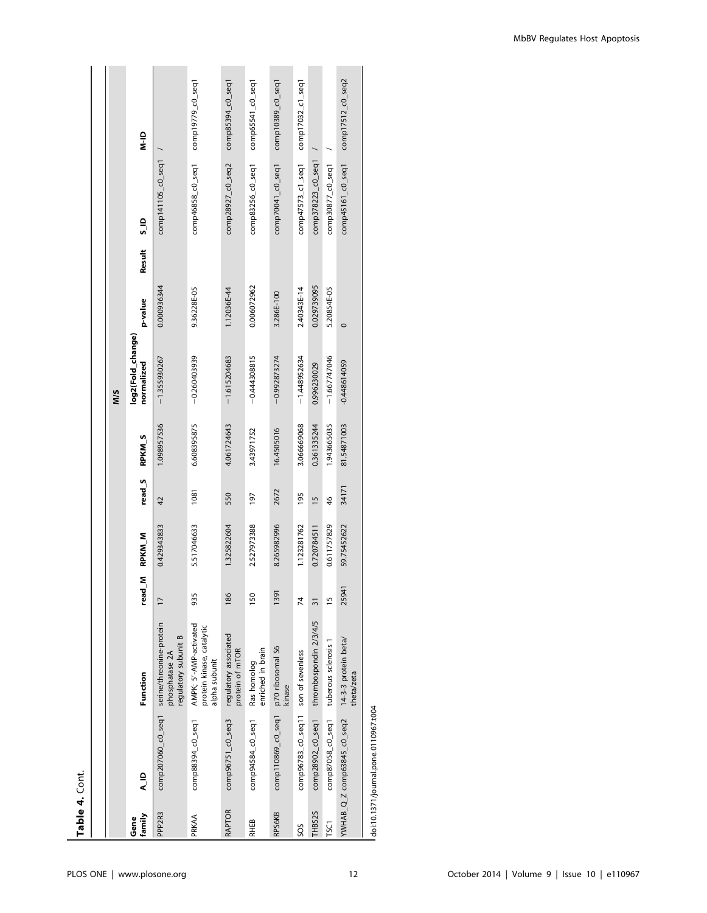**Table 4.** Cont.

| Gene family | A_ID | Function | read_M | RPKM_M | read_S | RPKM_S | M/S log2(Fold_change) normalized | p-value | Result | S_ID | M-ID |
|---|---|---|---|---|---|---|---|---|---|---|---|
| PPP2R3 | comp207060_c0_seq1 | serine/threonine-protein phosphatase 2A regulatory subunit B | 17 | 0.429343833 | 42 | 1.098957536 | −1.355930267 | 0.000936344 | | comp141105_c0_seq1 | / |
| PRKAA | comp88394_c0_seq1 | AMPK; 5′-AMP-activated protein kinase, catalytic alpha subunit | 935 | 5.517046633 | 1081 | 6.608395875 | −0.260403939 | 9.36228E-05 | | comp46858_c0_seq1 | comp19779_c0_seq1 |
| RAPTOR | comp96751_c0_seq3 | regulatory associated protein of mTOR | 186 | 1.325822604 | 550 | 4.061724643 | −1.615204683 | 1.12036E-44 | | comp28927_c0_seq2 | comp85394_c0_seq1 |
| RHEB | comp94584_c0_seq1 | Ras homolog enriched in brain | 150 | 2.527973388 | 197 | 3.43971752 | −0.444308815 | 0.006072962 | | comp83256_c0_seq1 | comp65541_c0_seq1 |
| RPS6KB | comp110869_c0_seq1 | p70 ribosomal S6 kinase | 1391 | 8.265982996 | 2672 | 16.4505016 | −0.992873274 | 3.286E-100 | | comp70041_c0_seq1 | comp10389_c0_seq1 |
| SOS | comp96783_c0_seq11 | son of sevenless | 74 | 1.123281762 | 195 | 3.066669068 | −1.448952634 | 2.40343E-14 | | comp47573_c1_seq1 | comp17032_c1_seq1 |
| THBS2S | comp28902_c0_seq1 | thrombospondin 2/3/4/5 | 31 | 0.720784511 | 15 | 0.361335244 | 0.996230029 | 0.029739095 | | comp378223_c0_seq1 | / |
| TSC1 | comp87058_c0_seq1 | tuberous sclerosis 1 | 15 | 0.611757829 | 46 | 1.943665035 | −1.667747046 | 5.20854E-05 | | comp30877_c0_seq1 | / |
| YWHAB_Q_Z | comp63845_c0_seq2 | 14-3-3 protein beta/theta/zeta | 25941 | 59.75452622 | 34171 | 81.54871003 | -0.448614059 | 0 | | comp45161_c0_seq1 | comp17512_c0_seq2 |

doi:10.1371/journal.pone.0110967.t004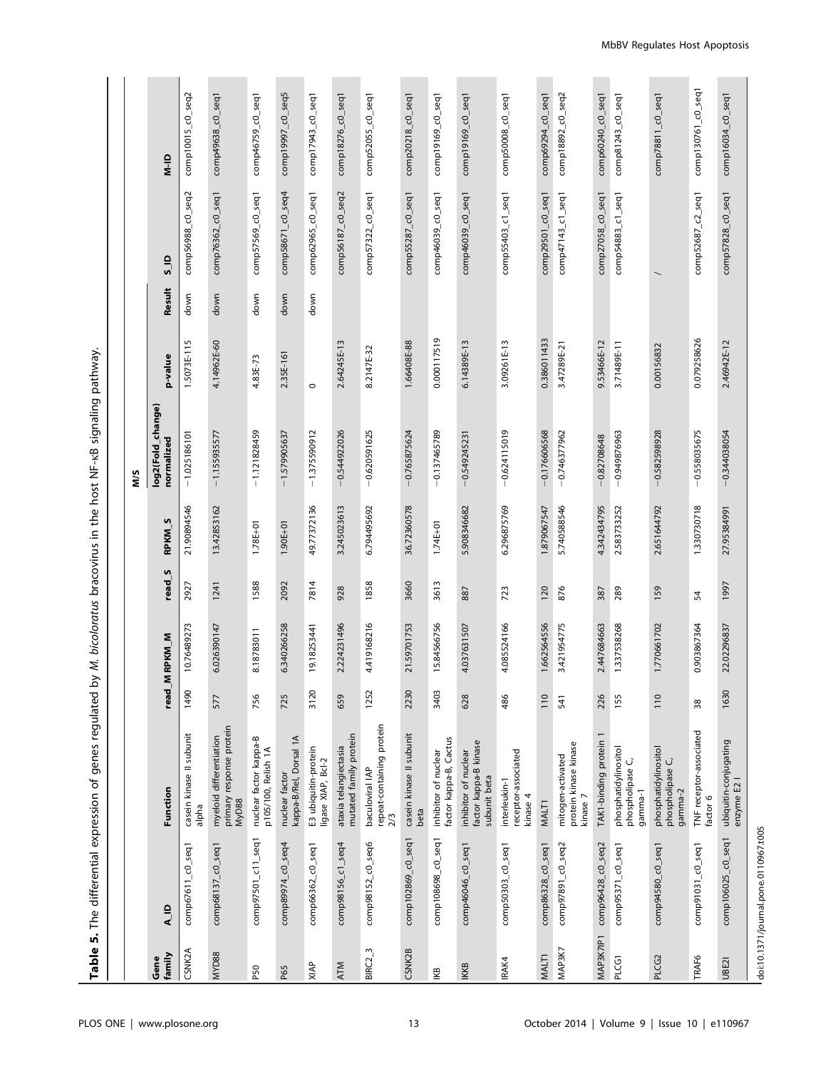**Table 5.** The differential expression of genes regulated by *M. bicoloratus* bracovirus in the host NF-κB signaling pathway.

| Gene family | A_ID | Function | read_M | RPKM_M | read_S | RPKM_S | M/S log2(Fold_change) normalized | p-value | Result | S_ID | M-ID |
|---|---|---|---|---|---|---|---|---|---|---|---|
| CSNK2A | comp67611_c0_seq1 | casein kinase II subunit alpha | 1490 | 10.76489273 | 2927 | 21.90894546 | −1.025186101 | 1.5073E-115 | down | comp56988_c0_seq2 | comp10015_c0_seq2 |
| MYD88 | comp68137_c0_seq1 | myeloid differentiation primary response protein MyD88 | 577 | 6.026390147 | 1241 | 13.42853162 | −1.155935577 | 4.14962E-60 | down | comp76362_c0_seq1 | comp49638_c0_seq1 |
| P50 | comp97501_c11_seq1 | nuclear factor kappa-B p105/100, Relish 1A | 756 | 8.18783011 | 1588 | 1.78E+01 | −1.121828459 | 4.83E-73 | down | comp57569_c0_seq1 | comp46759_c0_seq1 |
| P65 | comp89974_c0_seq4 | nuclear factor kappa-B/Rel, Dorsal 1A | 725 | 6.340266258 | 2092 | 1.90E+01 | −1.579905637 | 2.35E-161 | down | comp58671_c0_seq4 | comp19997_c0_seq5 |
| XIAP | comp66362_c0_seq1 | E3 ubiquitin-protein ligase XIAP, Bcl-2 | 3120 | 19.18253441 | 7814 | 49.77372136 | −1.375590912 | 0 | down | comp62965_c0_seq1 | comp17943_c0_seq1 |
| ATM | comp98156_c1_seq4 | ataxia telangiectasia mutated family protein | 659 | 2.224231496 | 928 | 3.245023613 | −0.544922026 | 2.64245E-13 | | comp56187_c0_seq2 | comp18276_c0_seq1 |
| BIRC2_3 | comp98152_c0_seq6 | baculoviral IAP repeat-containing protein 2/3 | 1252 | 4.419168216 | 1858 | 6.794495692 | −0.620591625 | 8.2147E-32 | | comp57322_c0_seq1 | comp52055_c0_seq1 |
| CSNK2B | comp102869_c0_seq1 | casein kinase II subunit beta | 2230 | 21.59701753 | 3660 | 36.72360578 | −0.765875624 | 1.66408E-88 | | comp55287_c0_seq1 | comp20218_c0_seq1 |
| IKB | comp108698_c0_seq1 | inhibitor of nuclear factor kappa-B, Cactus | 3403 | 15.84566756 | 3613 | 1.74E+01 | −0.137465789 | 0.000117519 | | comp46039_c0_seq1 | comp19169_c0_seq1 |
| IKKB | comp46046_c0_seq1 | inhibitor of nuclear factor kappa-B kinase subunit beta | 628 | 4.037631507 | 887 | 5.908346682 | −0.549245231 | 6.14389E-13 | | comp46039_c0_seq1 | comp19169_c0_seq1 |
| IRAK4 | comp50303_c0_seq1 | interleukin-1 receptor-associated kinase 4 | 486 | 4.085524166 | 723 | 6.296875769 | −0.624115019 | 3.09261E-13 | | comp55403_c1_seq1 | comp50008_c0_seq1 |
| MALT1 | comp86328_c0_seq1 | MALT1 | 110 | 1.662564556 | 120 | 1.879067547 | −0.176606568 | 0.386011433 | | comp29501_c0_seq1 | comp69294_c0_seq1 |
| MAP3K7 | comp97891_c0_seq2 | mitogen-activated protein kinase kinase kinase 7 | 541 | 3.421954775 | 876 | 5.740588546 | −0.746377962 | 3.47289E-21 | | comp47143_c1_seq1 | comp18892_c0_seq2 |
| MAP3K7IP1 | comp96428_c0_seq2 | TAK1-binding protein 1 | 226 | 2.447684663 | 387 | 4.342434795 | −0.82708648 | 9.53466E-12 | | comp27058_c0_seq1 | comp60240_c0_seq1 |
| PLCG1 | comp95371_c0_seq1 | phosphatidylinositol phospholipase C, gamma-1 | 155 | 1.337538268 | 289 | 2.583733252 | −0.949876963 | 3.71489E-11 | | comp54883_c1_seq1 | comp81243_c0_seq1 |
| PLCG2 | comp94580_c0_seq1 | phosphatidylinositol phospholipase C, gamma-2 | 110 | 1.770661702 | 159 | 2.651644792 | −0.582598928 | 0.00156832 | | / | comp78811_c0_seq1 |
| TRAF6 | comp91031_c0_seq1 | TNF receptor-associated factor 6 | 38 | 0.903867364 | 54 | 1.330730718 | −0.558035675 | 0.079258626 | | comp52687_c2_seq1 | comp130761_c0_seq1 |
| UBE2I | comp106025_c0_seq1 | ubiquitin-conjugating enzyme E2 I | 1630 | 22.02296837 | 1997 | 27.95384991 | −0.344038054 | 2.46942E-12 | | comp57828_c0_seq1 | comp16034_c0_seq1 |

doi:10.1371/journal.pone.0110967.t005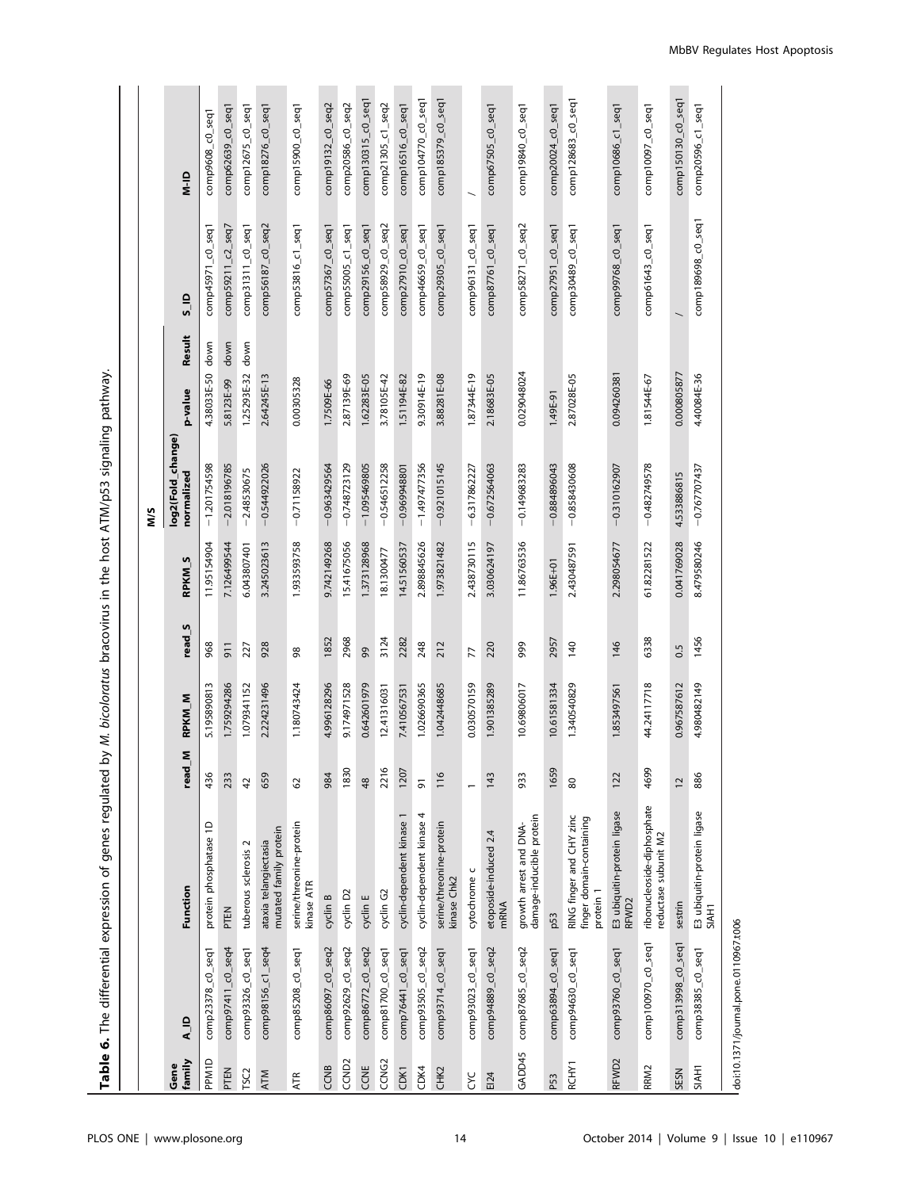**Table 6.** The differential expression of genes regulated by *M. bicoloratus* bracovirus in the host ATM/p53 signaling pathway.

| Gene family | A_ID | Function | read_M | RPKM_M | read_S | RPKM_S | M/S log2(Fold_change) normalized | p-value | Result | S_ID | M-ID |
|---|---|---|---|---|---|---|---|---|---|---|---|
| PPM1D | comp23378_c0_seq1 | protein phosphatase 1D | 436 | 5.195890813 | 968 | 11.95154904 | −1.201754598 | 4.38033E-50 | down | comp45971_c0_seq1 | comp9608_c0_seq1 |
| PTEN | comp97411_c0_seq4 | PTEN | 233 | 1.759294286 | 911 | 7.126499544 | −2.018196785 | 5.8123E-99 | down | comp59211_c2_seq7 | comp62639_c0_seq1 |
| TSC2 | comp93326_c0_seq1 | tuberous sclerosis 2 | 42 | 1.079341152 | 227 | 6.043807401 | −2.48530675 | 1.25293E-32 | down | comp31311_c0_seq1 | comp12675_c0_seq1 |
| ATM | comp98156_c1_seq4 | ataxia telangiectasia mutated family protein | 659 | 2.224231496 | 928 | 3.245023613 | −0.544922026 | 2.64245E-13 | | comp56187_c0_seq2 | comp18276_c0_seq1 |
| ATR | comp85208_c0_seq1 | serine/threonine-protein kinase ATR | 62 | 1.180743424 | 98 | 1.933593758 | −0.71158922 | 0.00305328 | | comp53816_c1_seq1 | comp15900_c0_seq1 |
| CCNB | comp86097_c0_seq2 | cyclin B | 984 | 4.996128296 | 1852 | 9.742149268 | −0.963429564 | 1.7509E-66 | | comp57367_c0_seq1 | comp19132_c0_seq2 |
| CCND2 | comp92629_c0_seq2 | cyclin D2 | 1830 | 9.174971528 | 2968 | 15.41675056 | −0.748723129 | 2.87139E-69 | | comp55005_c1_seq1 | comp20586_c0_seq2 |
| CCNE | comp86772_c0_seq2 | cyclin E | 48 | 0.642601979 | 99 | 1.373128968 | −1.095469805 | 1.62283E-05 | | comp29156_c0_seq1 | comp130315_c0_seq1 |
| CCNG2 | comp81700_c0_seq1 | cyclin G2 | 2216 | 12.41316031 | 3124 | 18.1300477 | −0.546512258 | 3.78105E-42 | | comp58929_c0_seq2 | comp21305_c1_seq2 |
| CDK1 | comp76441_c0_seq1 | cyclin-dependent kinase 1 | 1207 | 7.410567531 | 2282 | 14.51560537 | −0.969948801 | 1.51194E-82 | | comp27910_c0_seq1 | comp16516_c0_seq1 |
| CDK4 | comp93505_c0_seq2 | cyclin-dependent kinase 4 | 91 | 1.026690365 | 248 | 2.898845626 | −1.497477356 | 9.30914E-19 | | comp46659_c0_seq1 | comp104770_c0_seq1 |
| CHK2 | comp93714_c0_seq1 | serine/threonine-protein kinase Chk2 | 116 | 1.042448685 | 212 | 1.973821482 | −0.921015145 | 3.88281E-08 | | comp29305_c0_seq1 | comp185379_c0_seq1 |
| CYC | comp93023_c0_seq1 | cytochrome c | 1 | 0.030570159 | 77 | 2.438730115 | −6.317862227 | 1.87344E-19 | | comp96131_c0_seq1 | / |
| EI24 | comp94889_c0_seq2 | etoposide-induced 2.4 mRNA | 143 | 1.901385289 | 220 | 3.030624197 | −0.672564063 | 2.18683E-05 | | comp87761_c0_seq1 | comp67505_c0_seq1 |
| GADD45 | comp87685_c0_seq2 | growth arrest and DNA-damage-inducible protein | 933 | 10.69806017 | 999 | 11.86763536 | −0.149683283 | 0.029048024 | | comp58271_c0_seq2 | comp19840_c0_seq1 |
| P53 | comp63894_c0_seq1 | p53 | 1659 | 10.61581334 | 2957 | 1.96E+01 | −0.884896043 | 1.49E-91 | | comp27951_c0_seq1 | comp20024_c0_seq1 |
| RCHY1 | comp94630_c0_seq1 | RING finger and CHY zinc finger domain-containing protein 1 | 80 | 1.340540829 | 140 | 2.430487591 | −0.858430608 | 2.87028E-05 | | comp30489_c0_seq1 | comp128683_c0_seq1 |
| RFWD2 | comp93760_c0_seq1 | E3 ubiquitin-protein ligase RFWD2 | 122 | 1.853497561 | 146 | 2.298054677 | −0.310162907 | 0.094260381 | | comp99768_c0_seq1 | comp10686_c1_seq1 |
| RRM2 | comp100970_c0_seq1 | ribonucleoside-diphosphate reductase subunit M2 | 4699 | 44.24117718 | 6338 | 61.82281522 | −0.482749578 | 1.81544E-67 | | comp61643_c0_seq1 | comp10097_c0_seq1 |
| SESN | comp313998_c0_seq1 | sestrin | 12 | 0.967587612 | 0.5 | 0.041769028 | 4.533886815 | 0.000805877 | | / | comp150130_c0_seq1 |
| SIAH1 | comp38385_c0_seq1 | E3 ubiquitin-protein ligase SIAH1 | 886 | 4.980482149 | 1456 | 8.479580246 | −0.767707437 | 4.40084E-36 | | comp189698_c0_seq1 | comp20596_c1_seq1 |

doi:10.1371/journal.pone.0110967.t006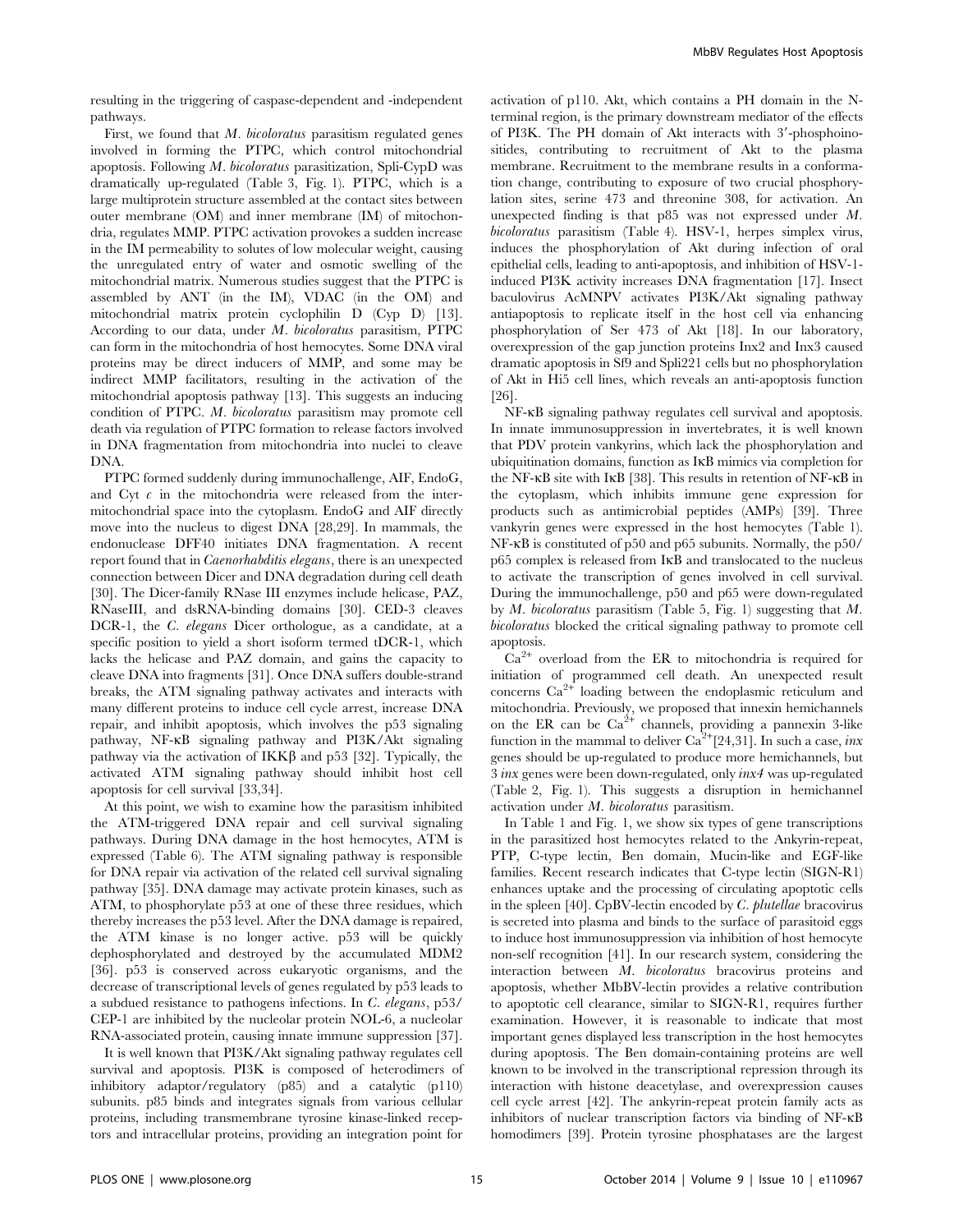resulting in the triggering of caspase-dependent and -independent pathways.

First, we found that *M. bicoloratus* parasitism regulated genes involved in forming the PTPC, which control mitochondrial apoptosis. Following *M. bicoloratus* parasitization, Spli-CypD was dramatically up-regulated (Table 3, Fig. 1). PTPC, which is a large multiprotein structure assembled at the contact sites between outer membrane (OM) and inner membrane (IM) of mitochondria, regulates MMP. PTPC activation provokes a sudden increase in the IM permeability to solutes of low molecular weight, causing the unregulated entry of water and osmotic swelling of the mitochondrial matrix. Numerous studies suggest that the PTPC is assembled by ANT (in the IM), VDAC (in the OM) and mitochondrial matrix protein cyclophilin D (Cyp D) [13]. According to our data, under *M. bicoloratus* parasitism, PTPC can form in the mitochondria of host hemocytes. Some DNA viral proteins may be direct inducers of MMP, and some may be indirect MMP facilitators, resulting in the activation of the mitochondrial apoptosis pathway [13]. This suggests an inducing condition of PTPC. *M. bicoloratus* parasitism may promote cell death via regulation of PTPC formation to release factors involved in DNA fragmentation from mitochondria into nuclei to cleave DNA.

PTPC formed suddenly during immunochallenge, AIF, EndoG, and Cyt *c* in the mitochondria were released from the intermitochondrial space into the cytoplasm. EndoG and AIF directly move into the nucleus to digest DNA [28,29]. In mammals, the endonuclease DFF40 initiates DNA fragmentation. A recent report found that in *Caenorhabditis elegans*, there is an unexpected connection between Dicer and DNA degradation during cell death [30]. The Dicer-family RNase III enzymes include helicase, PAZ, RNaseIII, and dsRNA-binding domains [30]. CED-3 cleaves DCR-1, the *C. elegans* Dicer orthologue, as a candidate, at a specific position to yield a short isoform termed tDCR-1, which lacks the helicase and PAZ domain, and gains the capacity to cleave DNA into fragments [31]. Once DNA suffers double-strand breaks, the ATM signaling pathway activates and interacts with many different proteins to induce cell cycle arrest, increase DNA repair, and inhibit apoptosis, which involves the p53 signaling pathway, NF-κB signaling pathway and PI3K/Akt signaling pathway via the activation of IKKβ and p53 [32]. Typically, the activated ATM signaling pathway should inhibit host cell apoptosis for cell survival [33,34].

At this point, we wish to examine how the parasitism inhibited the ATM-triggered DNA repair and cell survival signaling pathways. During DNA damage in the host hemocytes, ATM is expressed (Table 6). The ATM signaling pathway is responsible for DNA repair via activation of the related cell survival signaling pathway [35]. DNA damage may activate protein kinases, such as ATM, to phosphorylate p53 at one of these three residues, which thereby increases the p53 level. After the DNA damage is repaired, the ATM kinase is no longer active. p53 will be quickly dephosphorylated and destroyed by the accumulated MDM2 [36]. p53 is conserved across eukaryotic organisms, and the decrease of transcriptional levels of genes regulated by p53 leads to a subdued resistance to pathogens infections. In *C. elegans*, p53/CEP-1 are inhibited by the nucleolar protein NOL-6, a nucleolar RNA-associated protein, causing innate immune suppression [37].

It is well known that PI3K/Akt signaling pathway regulates cell survival and apoptosis. PI3K is composed of heterodimers of inhibitory adaptor/regulatory (p85) and a catalytic (p110) subunits. p85 binds and integrates signals from various cellular proteins, including transmembrane tyrosine kinase-linked receptors and intracellular proteins, providing an integration point for activation of p110. Akt, which contains a PH domain in the N-terminal region, is the primary downstream mediator of the effects of PI3K. The PH domain of Akt interacts with 3′-phosphoinositides, contributing to recruitment of Akt to the plasma membrane. Recruitment to the membrane results in a conformation change, contributing to exposure of two crucial phosphorylation sites, serine 473 and threonine 308, for activation. An unexpected finding is that p85 was not expressed under *M. bicoloratus* parasitism (Table 4). HSV-1, herpes simplex virus, induces the phosphorylation of Akt during infection of oral epithelial cells, leading to anti-apoptosis, and inhibition of HSV-1-induced PI3K activity increases DNA fragmentation [17]. Insect baculovirus AcMNPV activates PI3K/Akt signaling pathway antiapoptosis to replicate itself in the host cell via enhancing phosphorylation of Ser 473 of Akt [18]. In our laboratory, overexpression of the gap junction proteins Inx2 and Inx3 caused dramatic apoptosis in Sf9 and Spli221 cells but no phosphorylation of Akt in Hi5 cell lines, which reveals an anti-apoptosis function [26].

NF-κB signaling pathway regulates cell survival and apoptosis. In innate immunosuppression in invertebrates, it is well known that PDV protein vankyrins, which lack the phosphorylation and ubiquitination domains, function as IκB mimics via completion for the NF-κB site with IκB [38]. This results in retention of NF-κB in the cytoplasm, which inhibits immune gene expression for products such as antimicrobial peptides (AMPs) [39]. Three vankyrin genes were expressed in the host hemocytes (Table 1). NF-κB is constituted of p50 and p65 subunits. Normally, the p50/p65 complex is released from IκB and translocated to the nucleus to activate the transcription of genes involved in cell survival. During the immunochallenge, p50 and p65 were down-regulated by *M. bicoloratus* parasitism (Table 5, Fig. 1) suggesting that *M. bicoloratus* blocked the critical signaling pathway to promote cell apoptosis.

$Ca^{2+}$ overload from the ER to mitochondria is required for initiation of programmed cell death. An unexpected result concerns $Ca^{2+}$ loading between the endoplasmic reticulum and mitochondria. Previously, we proposed that innexin hemichannels on the ER can be $Ca^{2+}$ channels, providing a pannexin 3-like function in the mammal to deliver $Ca^{2+}$[24,31]. In such a case, *inx* genes should be up-regulated to produce more hemichannels, but 3 *inx* genes were been down-regulated, only *inx4* was up-regulated (Table 2, Fig. 1). This suggests a disruption in hemichannel activation under *M. bicoloratus* parasitism.

In Table 1 and Fig. 1, we show six types of gene transcriptions in the parasitized host hemocytes related to the Ankyrin-repeat, PTP, C-type lectin, Ben domain, Mucin-like and EGF-like families. Recent research indicates that C-type lectin (SIGN-R1) enhances uptake and the processing of circulating apoptotic cells in the spleen [40]. CpBV-lectin encoded by *C. plutellae* bracovirus is secreted into plasma and binds to the surface of parasitoid eggs to induce host immunosuppression via inhibition of host hemocyte non-self recognition [41]. In our research system, considering the interaction between *M. bicoloratus* bracovirus proteins and apoptosis, whether MbBV-lectin provides a relative contribution to apoptotic cell clearance, similar to SIGN-R1, requires further examination. However, it is reasonable to indicate that most important genes displayed less transcription in the host hemocytes during apoptosis. The Ben domain-containing proteins are well known to be involved in the transcriptional repression through its interaction with histone deacetylase, and overexpression causes cell cycle arrest [42]. The ankyrin-repeat protein family acts as inhibitors of nuclear transcription factors via binding of NF-κB homodimers [39]. Protein tyrosine phosphatases are the largest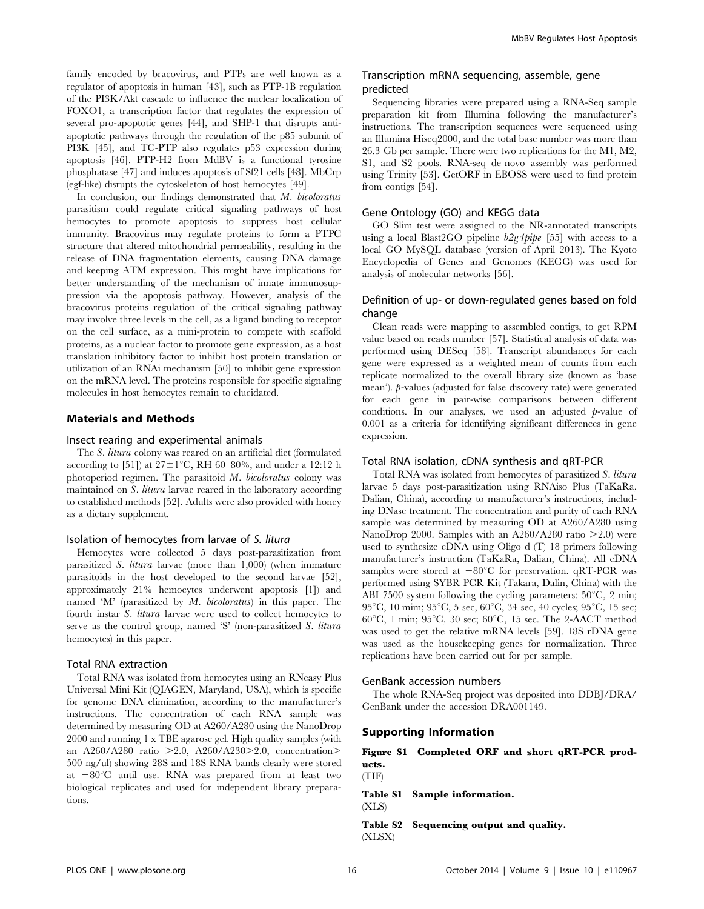family encoded by bracovirus, and PTPs are well known as a regulator of apoptosis in human [43], such as PTP-1B regulation of the PI3K/Akt cascade to influence the nuclear localization of FOXO1, a transcription factor that regulates the expression of several pro-apoptotic genes [44], and SHP-1 that disrupts anti-apoptotic pathways through the regulation of the p85 subunit of PI3K [45], and TC-PTP also regulates p53 expression during apoptosis [46]. PTP-H2 from MdBV is a functional tyrosine phosphatase [47] and induces apoptosis of Sf21 cells [48]. MbCrp (egf-like) disrupts the cytoskeleton of host hemocytes [49].

In conclusion, our findings demonstrated that *M. bicoloratus* parasitism could regulate critical signaling pathways of host hemocytes to promote apoptosis to suppress host cellular immunity. Bracovirus may regulate proteins to form a PTPC structure that altered mitochondrial permeability, resulting in the release of DNA fragmentation elements, causing DNA damage and keeping ATM expression. This might have implications for better understanding of the mechanism of innate immunosuppression via the apoptosis pathway. However, analysis of the bracovirus proteins regulation of the critical signaling pathway may involve three levels in the cell, as a ligand binding to receptor on the cell surface, as a mini-protein to compete with scaffold proteins, as a nuclear factor to promote gene expression, as a host translation inhibitory factor to inhibit host protein translation or utilization of an RNAi mechanism [50] to inhibit gene expression on the mRNA level. The proteins responsible for specific signaling molecules in host hemocytes remain to elucidated.

## Materials and Methods

### Insect rearing and experimental animals

The *S. litura* colony was reared on an artificial diet (formulated according to [51]) at 27±1°C, RH 60–80%, and under a 12:12 h photoperiod regimen. The parasitoid *M. bicoloratus* colony was maintained on *S. litura* larvae reared in the laboratory according to established methods [52]. Adults were also provided with honey as a dietary supplement.

### Isolation of hemocytes from larvae of *S. litura*

Hemocytes were collected 5 days post-parasitization from parasitized *S. litura* larvae (more than 1,000) (when immature parasitoids in the host developed to the second larvae [52], approximately 21% hemocytes underwent apoptosis [1]) and named 'M' (parasitized by *M. bicoloratus*) in this paper. The fourth instar *S. litura* larvae were used to collect hemocytes to serve as the control group, named 'S' (non-parasitized *S. litura* hemocytes) in this paper.

### Total RNA extraction

Total RNA was isolated from hemocytes using an RNeasy Plus Universal Mini Kit (QIAGEN, Maryland, USA), which is specific for genome DNA elimination, according to the manufacturer's instructions. The concentration of each RNA sample was determined by measuring OD at A260/A280 using the NanoDrop 2000 and running 1 x TBE agarose gel. High quality samples (with an A260/A280 ratio >2.0, A260/A230>2.0, concentration> 500 ng/ul) showing 28S and 18S RNA bands clearly were stored at −80°C until use. RNA was prepared from at least two biological replicates and used for independent library preparations.

### Transcription mRNA sequencing, assemble, gene predicted

Sequencing libraries were prepared using a RNA-Seq sample preparation kit from Illumina following the manufacturer's instructions. The transcription sequences were sequenced using an Illumina Hiseq2000, and the total base number was more than 26.3 Gb per sample. There were two replications for the M1, M2, S1, and S2 pools. RNA-seq de novo assembly was performed using Trinity [53]. GetORF in EBOSS were used to find protein from contigs [54].

### Gene Ontology (GO) and KEGG data

GO Slim test were assigned to the NR-annotated transcripts using a local Blast2GO pipeline *b2g4pipe* [55] with access to a local GO MySQL database (version of April 2013). The Kyoto Encyclopedia of Genes and Genomes (KEGG) was used for analysis of molecular networks [56].

### Definition of up- or down-regulated genes based on fold change

Clean reads were mapping to assembled contigs, to get RPM value based on reads number [57]. Statistical analysis of data was performed using DESeq [58]. Transcript abundances for each gene were expressed as a weighted mean of counts from each replicate normalized to the overall library size (known as 'base mean'). *p*-values (adjusted for false discovery rate) were generated for each gene in pair-wise comparisons between different conditions. In our analyses, we used an adjusted *p*-value of 0.001 as a criteria for identifying significant differences in gene expression.

### Total RNA isolation, cDNA synthesis and qRT-PCR

Total RNA was isolated from hemocytes of parasitized *S. litura* larvae 5 days post-parasitization using RNAiso Plus (TaKaRa, Dalian, China), according to manufacturer's instructions, including DNase treatment. The concentration and purity of each RNA sample was determined by measuring OD at A260/A280 using NanoDrop 2000. Samples with an A260/A280 ratio >2.0) were used to synthesize cDNA using Oligo d (T) 18 primers following manufacturer's instruction (TaKaRa, Dalian, China). All cDNA samples were stored at −80°C for preservation. qRT-PCR was performed using SYBR PCR Kit (Takara, Dalin, China) with the ABI 7500 system following the cycling parameters: 50°C, 2 min; 95°C, 10 mim; 95°C, 5 sec, 60°C, 34 sec, 40 cycles; 95°C, 15 sec; 60°C, 1 min; 95°C, 30 sec; 60°C, 15 sec. The 2-ΔΔCT method was used to get the relative mRNA levels [59]. 18S rDNA gene was used as the housekeeping genes for normalization. Three replications have been carried out for per sample.

### GenBank accession numbers

The whole RNA-Seq project was deposited into DDBJ/DRA/GenBank under the accession DRA001149.

## Supporting Information

**Figure S1 Completed ORF and short qRT-PCR products.**
(TIF)

**Table S1 Sample information.**
(XLS)

**Table S2 Sequencing output and quality.**
(XLSX)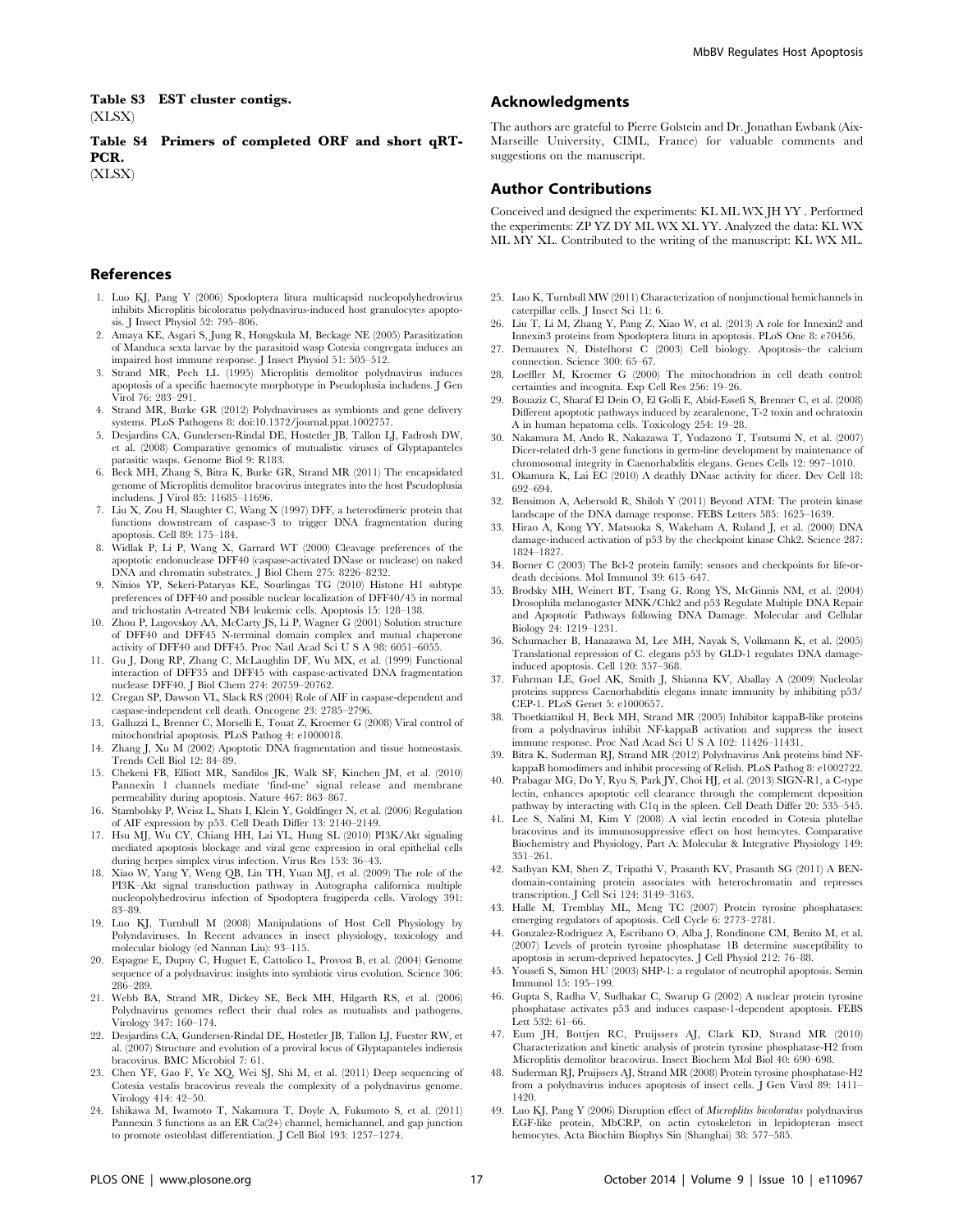**Table S3 EST cluster contigs.**
(XLSX)

**Table S4 Primers of completed ORF and short qRT-PCR.**
(XLSX)

## Acknowledgments

The authors are grateful to Pierre Golstein and Dr. Jonathan Ewbank (Aix-Marseille University, CIML, France) for valuable comments and suggestions on the manuscript.

## Author Contributions

Conceived and designed the experiments: KL ML WX JH YY . Performed the experiments: ZP YZ DY ML WX XL YY. Analyzed the data: KL WX ML MY XL. Contributed to the writing of the manuscript: KL WX ML.

## References

1. Luo KJ, Pang Y (2006) Spodoptera litura multicapsid nucleopolyhedrovirus inhibits Microplitis bicoloratus polydnavirus-induced host granulocytes apoptosis. J Insect Physiol 52: 795–806.
2. Amaya KE, Asgari S, Jung R, Hongskula M, Beckage NE (2005) Parasitization of Manduca sexta larvae by the parasitoid wasp Cotesia congregata induces an impaired host immune response. J Insect Physiol 51: 505–512.
3. Strand MR, Pech LL (1995) Microplitis demolitor polydnavirus induces apoptosis of a specific haemocyte morphotype in Pseudoplusia includens. J Gen Virol 76: 283–291.
4. Strand MR, Burke GR (2012) Polydnaviruses as symbionts and gene delivery systems. PLoS Pathogens 8: doi:10.1372/journal.ppat.1002757.
5. Desjardins CA, Gundersen-Rindal DE, Hostetler JB, Tallon LJ, Fadrosh DW, et al. (2008) Comparative genomics of mutualistic viruses of Glyptapanteles parasitic wasps. Genome Biol 9: R183.
6. Beck MH, Zhang S, Bitra K, Burke GR, Strand MR (2011) The encapsidated genome of Microplitis demolitor bracovirus integrates into the host Pseudoplusia includens. J Virol 85: 11685–11696.
7. Liu X, Zou H, Slaughter C, Wang X (1997) DFF, a heterodimeric protein that functions downstream of caspase-3 to trigger DNA fragmentation during apoptosis. Cell 89: 175–184.
8. Widlak P, Li P, Wang X, Garrard WT (2000) Cleavage preferences of the apoptotic endonuclease DFF40 (caspase-activated DNase or nuclease) on naked DNA and chromatin substrates. J Biol Chem 275: 8226–8232.
9. Ninios YP, Sekeri-Pataryas KE, Sourlingas TG (2010) Histone H1 subtype preferences of DFF40 and possible nuclear localization of DFF40/45 in normal and trichostatin A-treated NB4 leukemic cells. Apoptosis 15: 128–138.
10. Zhou P, Lugovskoy AA, McCarty JS, Li P, Wagner G (2001) Solution structure of DFF40 and DFF45 N-terminal domain complex and mutual chaperone activity of DFF40 and DFF45. Proc Natl Acad Sci U S A 98: 6051–6055.
11. Gu J, Dong RP, Zhang C, McLaughlin DF, Wu MX, et al. (1999) Functional interaction of DFF35 and DFF45 with caspase-activated DNA fragmentation nuclease DFF40. J Biol Chem 274: 20759–20762.
12. Cregan SP, Dawson VL, Slack RS (2004) Role of AIF in caspase-dependent and caspase-independent cell death. Oncogene 23: 2785–2796.
13. Galluzzi L, Brenner C, Morselli E, Touat Z, Kroemer G (2008) Viral control of mitochondrial apoptosis. PLoS Pathog 4: e1000018.
14. Zhang J, Xu M (2002) Apoptotic DNA fragmentation and tissue homeostasis. Trends Cell Biol 12: 84–89.
15. Chekeni FB, Elliott MR, Sandilos JK, Walk SF, Kinchen JM, et al. (2010) Pannexin 1 channels mediate 'find-me' signal release and membrane permeability during apoptosis. Nature 467: 863–867.
16. Stambolsky P, Weisz L, Shats I, Klein Y, Goldfinger N, et al. (2006) Regulation of AIF expression by p53. Cell Death Differ 13: 2140–2149.
17. Hsu MJ, Wu CY, Chiang HH, Lai YL, Hung SL (2010) PI3K/Akt signaling mediated apoptosis blockage and viral gene expression in oral epithelial cells during herpes simplex virus infection. Virus Res 153: 36–43.
18. Xiao W, Yang Y, Weng QB, Lin TH, Yuan MJ, et al. (2009) The role of the PI3K–Akt signal transduction pathway in Autographa californica multiple nucleopolyhedrovirus infection of Spodoptera frugiperda cells. Virology 391: 83–89.
19. Luo KJ, Turnbull M (2008) Manipulations of Host Cell Physiology by Polyndaviruses. In Recent advances in insect physiology, toxicology and molecular biology (ed Nannan Liu): 93–115.
20. Espagne E, Dupuy C, Huguet E, Cattolico L, Provost B, et al. (2004) Genome sequence of a polydnavirus: insights into symbiotic virus evolution. Science 306: 286–289.
21. Webb BA, Strand MR, Dickey SE, Beck MH, Hilgarth RS, et al. (2006) Polydnavirus genomes reflect their dual roles as mutualists and pathogens. Virology 347: 160–174.
22. Desjardins CA, Gundersen-Rindal DE, Hostetler JB, Tallon LJ, Fuester RW, et al. (2007) Structure and evolution of a proviral locus of Glyptapanteles indiensis bracovirus. BMC Microbiol 7: 61.
23. Chen YF, Gao F, Ye XQ, Wei SJ, Shi M, et al. (2011) Deep sequencing of Cotesia vestalis bracovirus reveals the complexity of a polydnavirus genome. Virology 414: 42–50.
24. Ishikawa M, Iwamoto T, Nakamura T, Doyle A, Fukumoto S, et al. (2011) Pannexin 3 functions as an ER Ca(2+) channel, hemichannel, and gap junction to promote osteoblast differentiation. J Cell Biol 193: 1257–1274.
25. Luo K, Turnbull MW (2011) Characterization of nonjunctional hemichannels in caterpillar cells. J Insect Sci 11: 6.
26. Liu T, Li M, Zhang Y, Pang Z, Xiao W, et al. (2013) A role for Innexin2 and Innexin3 proteins from Spodoptera litura in apoptosis. PLoS One 8: e70456.
27. Demaurex N, Distelhorst C (2003) Cell biology. Apoptosis–the calcium connection. Science 300: 65–67.
28. Loeffler M, Kroemer G (2000) The mitochondrion in cell death control: certainties and incognita. Exp Cell Res 256: 19–26.
29. Bouaziz C, Sharaf El Dein O, El Golli E, Abid-Essefi S, Brenner C, et al. (2008) Different apoptotic pathways induced by zearalenone, T-2 toxin and ochratoxin A in human hepatoma cells. Toxicology 254: 19–28.
30. Nakamura M, Ando R, Nakazawa T, Yudazono T, Tsutsumi N, et al. (2007) Dicer-related drh-3 gene functions in germ-line development by maintenance of chromosomal integrity in Caenorhabditis elegans. Genes Cells 12: 997–1010.
31. Okamura K, Lai EC (2010) A deathly DNase activity for dicer. Dev Cell 18: 692–694.
32. Bensimon A, Aebersold R, Shiloh Y (2011) Beyond ATM: The protein kinase landscape of the DNA damage response. FEBS Letters 585: 1625–1639.
33. Hirao A, Kong YY, Matsuoka S, Wakeham A, Ruland J, et al. (2000) DNA damage-induced activation of p53 by the checkpoint kinase Chk2. Science 287: 1824–1827.
34. Borner C (2003) The Bcl-2 protein family: sensors and checkpoints for life-or-death decisions. Mol Immunol 39: 615–647.
35. Brodsky MH, Weinert BT, Tsang G, Rong YS, McGinnis NM, et al. (2004) Drosophila melanogaster MNK/Chk2 and p53 Regulate Multiple DNA Repair and Apoptotic Pathways following DNA Damage. Molecular and Cellular Biology 24: 1219–1231.
36. Schumacher B, Hanazawa M, Lee MH, Nayak S, Volkmann K, et al. (2005) Translational repression of C. elegans p53 by GLD-1 regulates DNA damage-induced apoptosis. Cell 120: 357–368.
37. Fuhrman LE, Goel AK, Smith J, Shianna KV, Aballay A (2009) Nucleolar proteins suppress Caenorhabditis elegans innate immunity by inhibiting p53/CEP-1. PLoS Genet 5: e1000657.
38. Thoetkiattikul H, Beck MH, Strand MR (2005) Inhibitor kappaB-like proteins from a polydnavirus inhibit NF-kappaB activation and suppress the insect immune response. Proc Natl Acad Sci U S A 102: 11426–11431.
39. Bitra K, Suderman RJ, Strand MR (2012) Polydnavirus Ank proteins bind NF-kappaB homodimers and inhibit processing of Relish. PLoS Pathog 8: e1002722.
40. Prabagar MG, Do Y, Ryu S, Park JY, Choi HJ, et al. (2013) SIGN-R1, a C-type lectin, enhances apoptotic cell clearance through the complement deposition pathway by interacting with C1q in the spleen. Cell Death Differ 20: 535–545.
41. Lee S, Nalini M, Kim Y (2008) A vial lectin encoded in Cotesia plutellae bracovirus and its immunosuppressive effect on host hemcytes. Comparative Biochemistry and Physiology, Part A: Molecular & Integrative Physiology 149: 351–261.
42. Sathyan KM, Shen Z, Tripathi V, Prasanth KV, Prasanth SG (2011) A BEN-domain-containing protein associates with heterochromatin and represses transcription. J Cell Sci 124: 3149–3163.
43. Halle M, Tremblay ML, Meng TC (2007) Protein tyrosine phosphatases: emerging regulators of apoptosis. Cell Cycle 6: 2773–2781.
44. Gonzalez-Rodriguez A, Escribano O, Alba J, Rondinone CM, Benito M, et al. (2007) Levels of protein tyrosine phosphatase 1B determine susceptibility to apoptosis in serum-deprived hepatocytes. J Cell Physiol 212: 76–88.
45. Yousefi S, Simon HU (2003) SHP-1: a regulator of neutrophil apoptosis. Semin Immunol 15: 195–199.
46. Gupta S, Radha V, Sudhakar C, Swarup G (2002) A nuclear protein tyrosine phosphatase activates p53 and induces caspase-1-dependent apoptosis. FEBS Lett 532: 61–66.
47. Eum JH, Bottjen RC, Pruijssers AJ, Clark KD, Strand MR (2010) Characterization and kinetic analysis of protein tyrosine phosphatase-H2 from Microplitis demolitor bracovirus. Insect Biochem Mol Biol 40: 690–698.
48. Suderman RJ, Pruijssers AJ, Strand MR (2008) Protein tyrosine phosphatase-H2 from a polydnavirus induces apoptosis of insect cells. J Gen Virol 89: 1411–1420.
49. Luo KJ, Pang Y (2006) Disruption effect of *Microplitis bicoloratus* polydnavirus EGF-like protein, MbCRP, on actin cytoskeleton in lepidopteran insect hemocytes. Acta Biochim Biophys Sin (Shanghai) 38: 577–585.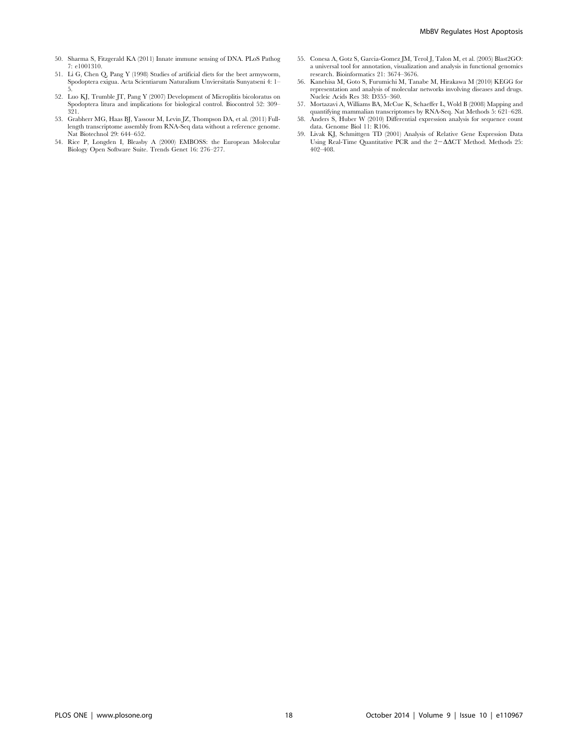50. Sharma S, Fitzgerald KA (2011) Innate immune sensing of DNA. PLoS Pathog 7: e1001310.
51. Li G, Chen Q, Pang Y (1998) Studies of artificial diets for the beet armyworm, Spodoptera exigua. Acta Scientiarum Naturalium Unviersitatis Sunyatseni 4: 1–5.
52. Luo KJ, Trumble JT, Pang Y (2007) Development of Microplitis bicoloratus on Spodoptera litura and implications for biological control. Biocontrol 52: 309–321.
53. Grabherr MG, Haas BJ, Yassour M, Levin JZ, Thompson DA, et al. (2011) Full-length transcriptome assembly from RNA-Seq data without a reference genome. Nat Biotechnol 29: 644–652.
54. Rice P, Longden I, Bleasby A (2000) EMBOSS: the European Molecular Biology Open Software Suite. Trends Genet 16: 276–277.
55. Conesa A, Gotz S, Garcia-Gomez JM, Terol J, Talon M, et al. (2005) Blast2GO: a universal tool for annotation, visualization and analysis in functional genomics research. Bioinformatics 21: 3674–3676.
56. Kanehisa M, Goto S, Furumichi M, Tanabe M, Hirakawa M (2010) KEGG for representation and analysis of molecular networks involving diseases and drugs. Nucleic Acids Res 38: D355–360.
57. Mortazavi A, Williams BA, McCue K, Schaeffer L, Wold B (2008) Mapping and quantifying mammalian transcriptomes by RNA-Seq. Nat Methods 5: 621–628.
58. Anders S, Huber W (2010) Differential expression analysis for sequence count data. Genome Biol 11: R106.
59. Livak KJ, Schmittgen TD (2001) Analysis of Relative Gene Expression Data Using Real-Time Quantitative PCR and the $2^{-\Delta\Delta CT}$ Method. Methods 25: 402–408.